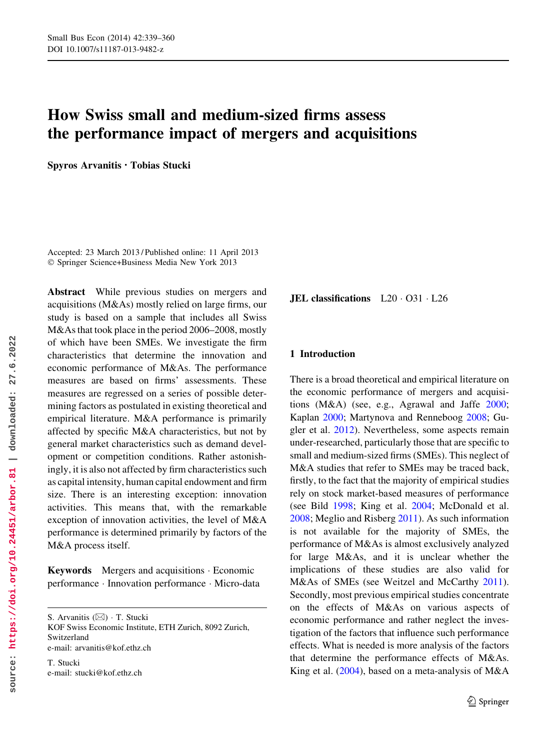# How Swiss small and medium-sized firms assess the performance impact of mergers and acquisitions

**Spyros Arvanitis · Tobias Stucki**

Accepted: 23 March 2013 / Published online: 11 April 2013
© Springer Science+Business Media New York 2013

**Abstract** While previous studies on mergers and acquisitions (M&As) mostly relied on large firms, our study is based on a sample that includes all Swiss M&As that took place in the period 2006–2008, mostly of which have been SMEs. We investigate the firm characteristics that determine the innovation and economic performance of M&As. The performance measures are based on firms' assessments. These measures are regressed on a series of possible determining factors as postulated in existing theoretical and empirical literature. M&A performance is primarily affected by specific M&A characteristics, but not by general market characteristics such as demand development or competition conditions. Rather astonishingly, it is also not affected by firm characteristics such as capital intensity, human capital endowment and firm size. There is an interesting exception: innovation activities. This means that, with the remarkable exception of innovation activities, the level of M&A performance is determined primarily by factors of the M&A process itself.

**Keywords** Mergers and acquisitions · Economic performance · Innovation performance · Micro-data

**JEL classifications** L20 · O31 · L26

S. Arvanitis (✉) · T. Stucki
KOF Swiss Economic Institute, ETH Zurich, 8092 Zurich, Switzerland
e-mail: arvanitis@kof.ethz.ch

T. Stucki
e-mail: stucki@kof.ethz.ch

## 1 Introduction

There is a broad theoretical and empirical literature on the economic performance of mergers and acquisitions (M&A) (see, e.g., Agrawal and Jaffe 2000; Kaplan 2000; Martynova and Renneboog 2008; Gugler et al. 2012). Nevertheless, some aspects remain under-researched, particularly those that are specific to small and medium-sized firms (SMEs). This neglect of M&A studies that refer to SMEs may be traced back, firstly, to the fact that the majority of empirical studies rely on stock market-based measures of performance (see Bild 1998; King et al. 2004; McDonald et al. 2008; Meglio and Risberg 2011). As such information is not available for the majority of SMEs, the performance of M&As is almost exclusively analyzed for large M&As, and it is unclear whether the implications of these studies are also valid for M&As of SMEs (see Weitzel and McCarthy 2011). Secondly, most previous empirical studies concentrate on the effects of M&As on various aspects of economic performance and rather neglect the investigation of the factors that influence such performance effects. What is needed is more analysis of the factors that determine the performance effects of M&As. King et al. (2004), based on a meta-analysis of M&A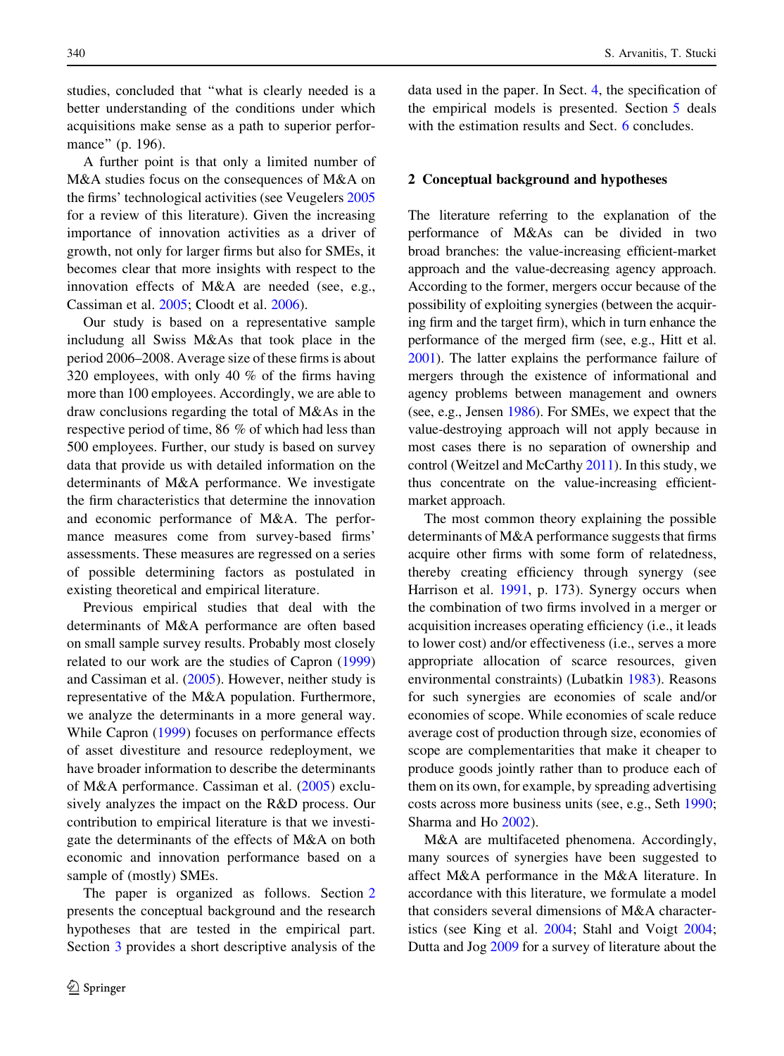studies, concluded that "what is clearly needed is a better understanding of the conditions under which acquisitions make sense as a path to superior performance" (p. 196).

A further point is that only a limited number of M&A studies focus on the consequences of M&A on the firms' technological activities (see Veugelers 2005 for a review of this literature). Given the increasing importance of innovation activities as a driver of growth, not only for larger firms but also for SMEs, it becomes clear that more insights with respect to the innovation effects of M&A are needed (see, e.g., Cassiman et al. 2005; Cloodt et al. 2006).

Our study is based on a representative sample includung all Swiss M&As that took place in the period 2006–2008. Average size of these firms is about 320 employees, with only 40 % of the firms having more than 100 employees. Accordingly, we are able to draw conclusions regarding the total of M&As in the respective period of time, 86 % of which had less than 500 employees. Further, our study is based on survey data that provide us with detailed information on the determinants of M&A performance. We investigate the firm characteristics that determine the innovation and economic performance of M&A. The performance measures come from survey-based firms' assessments. These measures are regressed on a series of possible determining factors as postulated in existing theoretical and empirical literature.

Previous empirical studies that deal with the determinants of M&A performance are often based on small sample survey results. Probably most closely related to our work are the studies of Capron (1999) and Cassiman et al. (2005). However, neither study is representative of the M&A population. Furthermore, we analyze the determinants in a more general way. While Capron (1999) focuses on performance effects of asset divestiture and resource redeployment, we have broader information to describe the determinants of M&A performance. Cassiman et al. (2005) exclusively analyzes the impact on the R&D process. Our contribution to empirical literature is that we investigate the determinants of the effects of M&A on both economic and innovation performance based on a sample of (mostly) SMEs.

The paper is organized as follows. Section 2 presents the conceptual background and the research hypotheses that are tested in the empirical part. Section 3 provides a short descriptive analysis of the data used in the paper. In Sect. 4, the specification of the empirical models is presented. Section 5 deals with the estimation results and Sect. 6 concludes.

## 2 Conceptual background and hypotheses

The literature referring to the explanation of the performance of M&As can be divided in two broad branches: the value-increasing efficient-market approach and the value-decreasing agency approach. According to the former, mergers occur because of the possibility of exploiting synergies (between the acquiring firm and the target firm), which in turn enhance the performance of the merged firm (see, e.g., Hitt et al. 2001). The latter explains the performance failure of mergers through the existence of informational and agency problems between management and owners (see, e.g., Jensen 1986). For SMEs, we expect that the value-destroying approach will not apply because in most cases there is no separation of ownership and control (Weitzel and McCarthy 2011). In this study, we thus concentrate on the value-increasing efficient-market approach.

The most common theory explaining the possible determinants of M&A performance suggests that firms acquire other firms with some form of relatedness, thereby creating efficiency through synergy (see Harrison et al. 1991, p. 173). Synergy occurs when the combination of two firms involved in a merger or acquisition increases operating efficiency (i.e., it leads to lower cost) and/or effectiveness (i.e., serves a more appropriate allocation of scarce resources, given environmental constraints) (Lubatkin 1983). Reasons for such synergies are economies of scale and/or economies of scope. While economies of scale reduce average cost of production through size, economies of scope are complementarities that make it cheaper to produce goods jointly rather than to produce each of them on its own, for example, by spreading advertising costs across more business units (see, e.g., Seth 1990; Sharma and Ho 2002).

M&A are multifaceted phenomena. Accordingly, many sources of synergies have been suggested to affect M&A performance in the M&A literature. In accordance with this literature, we formulate a model that considers several dimensions of M&A characteristics (see King et al. 2004; Stahl and Voigt 2004; Dutta and Jog 2009 for a survey of literature about the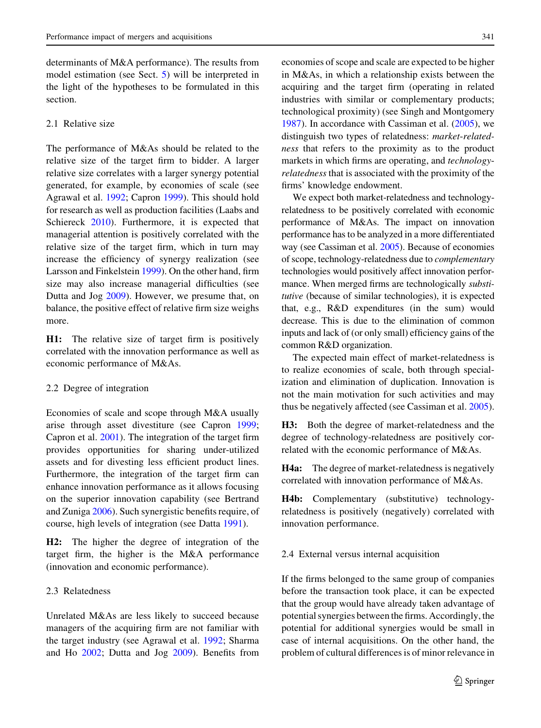determinants of M&A performance). The results from model estimation (see Sect. 5) will be interpreted in the light of the hypotheses to be formulated in this section.

### 2.1 Relative size

The performance of M&As should be related to the relative size of the target firm to bidder. A larger relative size correlates with a larger synergy potential generated, for example, by economies of scale (see Agrawal et al. 1992; Capron 1999). This should hold for research as well as production facilities (Laabs and Schiereck 2010). Furthermore, it is expected that managerial attention is positively correlated with the relative size of the target firm, which in turn may increase the efficiency of synergy realization (see Larsson and Finkelstein 1999). On the other hand, firm size may also increase managerial difficulties (see Dutta and Jog 2009). However, we presume that, on balance, the positive effect of relative firm size weighs more.

**H1:** The relative size of target firm is positively correlated with the innovation performance as well as economic performance of M&As.

### 2.2 Degree of integration

Economies of scale and scope through M&A usually arise through asset divestiture (see Capron 1999; Capron et al. 2001). The integration of the target firm provides opportunities for sharing under-utilized assets and for divesting less efficient product lines. Furthermore, the integration of the target firm can enhance innovation performance as it allows focusing on the superior innovation capability (see Bertrand and Zuniga 2006). Such synergistic benefits require, of course, high levels of integration (see Datta 1991).

**H2:** The higher the degree of integration of the target firm, the higher is the M&A performance (innovation and economic performance).

### 2.3 Relatedness

Unrelated M&As are less likely to succeed because managers of the acquiring firm are not familiar with the target industry (see Agrawal et al. 1992; Sharma and Ho 2002; Dutta and Jog 2009). Benefits from economies of scope and scale are expected to be higher in M&As, in which a relationship exists between the acquiring and the target firm (operating in related industries with similar or complementary products; technological proximity) (see Singh and Montgomery 1987). In accordance with Cassiman et al. (2005), we distinguish two types of relatedness: *market-relatedness* that refers to the proximity as to the product markets in which firms are operating, and *technology-relatedness* that is associated with the proximity of the firms' knowledge endowment.

We expect both market-relatedness and technology-relatedness to be positively correlated with economic performance of M&As. The impact on innovation performance has to be analyzed in a more differentiated way (see Cassiman et al. 2005). Because of economies of scope, technology-relatedness due to *complementary* technologies would positively affect innovation performance. When merged firms are technologically *substitutive* (because of similar technologies), it is expected that, e.g., R&D expenditures (in the sum) would decrease. This is due to the elimination of common inputs and lack of (or only small) efficiency gains of the common R&D organization.

The expected main effect of market-relatedness is to realize economies of scale, both through specialization and elimination of duplication. Innovation is not the main motivation for such activities and may thus be negatively affected (see Cassiman et al. 2005).

**H3:** Both the degree of market-relatedness and the degree of technology-relatedness are positively correlated with the economic performance of M&As.

**H4a:** The degree of market-relatedness is negatively correlated with innovation performance of M&As.

**H4b:** Complementary (substitutive) technology-relatedness is positively (negatively) correlated with innovation performance.

### 2.4 External versus internal acquisition

If the firms belonged to the same group of companies before the transaction took place, it can be expected that the group would have already taken advantage of potential synergies between the firms. Accordingly, the potential for additional synergies would be small in case of internal acquisitions. On the other hand, the problem of cultural differences is of minor relevance in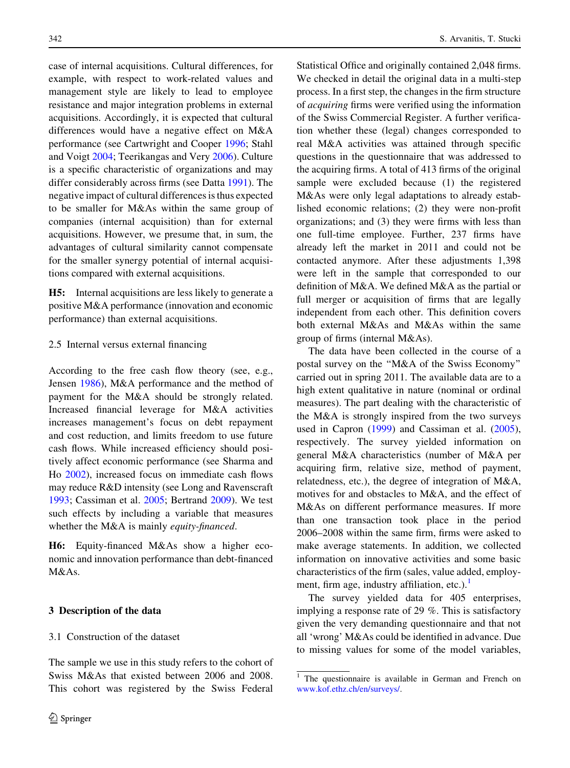case of internal acquisitions. Cultural differences, for example, with respect to work-related values and management style are likely to lead to employee resistance and major integration problems in external acquisitions. Accordingly, it is expected that cultural differences would have a negative effect on M&A performance (see Cartwright and Cooper 1996; Stahl and Voigt 2004; Teerikangas and Very 2006). Culture is a specific characteristic of organizations and may differ considerably across firms (see Datta 1991). The negative impact of cultural differences is thus expected to be smaller for M&As within the same group of companies (internal acquisition) than for external acquisitions. However, we presume that, in sum, the advantages of cultural similarity cannot compensate for the smaller synergy potential of internal acquisitions compared with external acquisitions.

**H5:** Internal acquisitions are less likely to generate a positive M&A performance (innovation and economic performance) than external acquisitions.

### 2.5 Internal versus external financing

According to the free cash flow theory (see, e.g., Jensen 1986), M&A performance and the method of payment for the M&A should be strongly related. Increased financial leverage for M&A activities increases management's focus on debt repayment and cost reduction, and limits freedom to use future cash flows. While increased efficiency should positively affect economic performance (see Sharma and Ho 2002), increased focus on immediate cash flows may reduce R&D intensity (see Long and Ravenscraft 1993; Cassiman et al. 2005; Bertrand 2009). We test such effects by including a variable that measures whether the M&A is mainly *equity-financed*.

**H6:** Equity-financed M&As show a higher economic and innovation performance than debt-financed M&As.

## 3 Description of the data

### 3.1 Construction of the dataset

The sample we use in this study refers to the cohort of Swiss M&As that existed between 2006 and 2008. This cohort was registered by the Swiss Federal Statistical Office and originally contained 2,048 firms. We checked in detail the original data in a multi-step process. In a first step, the changes in the firm structure of *acquiring* firms were verified using the information of the Swiss Commercial Register. A further verification whether these (legal) changes corresponded to real M&A activities was attained through specific questions in the questionnaire that was addressed to the acquiring firms. A total of 413 firms of the original sample were excluded because (1) the registered M&As were only legal adaptations to already established economic relations; (2) they were non-profit organizations; and (3) they were firms with less than one full-time employee. Further, 237 firms have already left the market in 2011 and could not be contacted anymore. After these adjustments 1,398 were left in the sample that corresponded to our definition of M&A. We defined M&A as the partial or full merger or acquisition of firms that are legally independent from each other. This definition covers both external M&As and M&As within the same group of firms (internal M&As).

The data have been collected in the course of a postal survey on the "M&A of the Swiss Economy" carried out in spring 2011. The available data are to a high extent qualitative in nature (nominal or ordinal measures). The part dealing with the characteristic of the M&A is strongly inspired from the two surveys used in Capron (1999) and Cassiman et al. (2005), respectively. The survey yielded information on general M&A characteristics (number of M&A per acquiring firm, relative size, method of payment, relatedness, etc.), the degree of integration of M&A, motives for and obstacles to M&A, and the effect of M&As on different performance measures. If more than one transaction took place in the period 2006–2008 within the same firm, firms were asked to make average statements. In addition, we collected information on innovative activities and some basic characteristics of the firm (sales, value added, employment, firm age, industry affiliation, etc.).[1]

The survey yielded data for 405 enterprises, implying a response rate of 29 %. This is satisfactory given the very demanding questionnaire and that not all 'wrong' M&As could be identified in advance. Due to missing values for some of the model variables,

[1] The questionnaire is available in German and French on www.kof.ethz.ch/en/surveys/.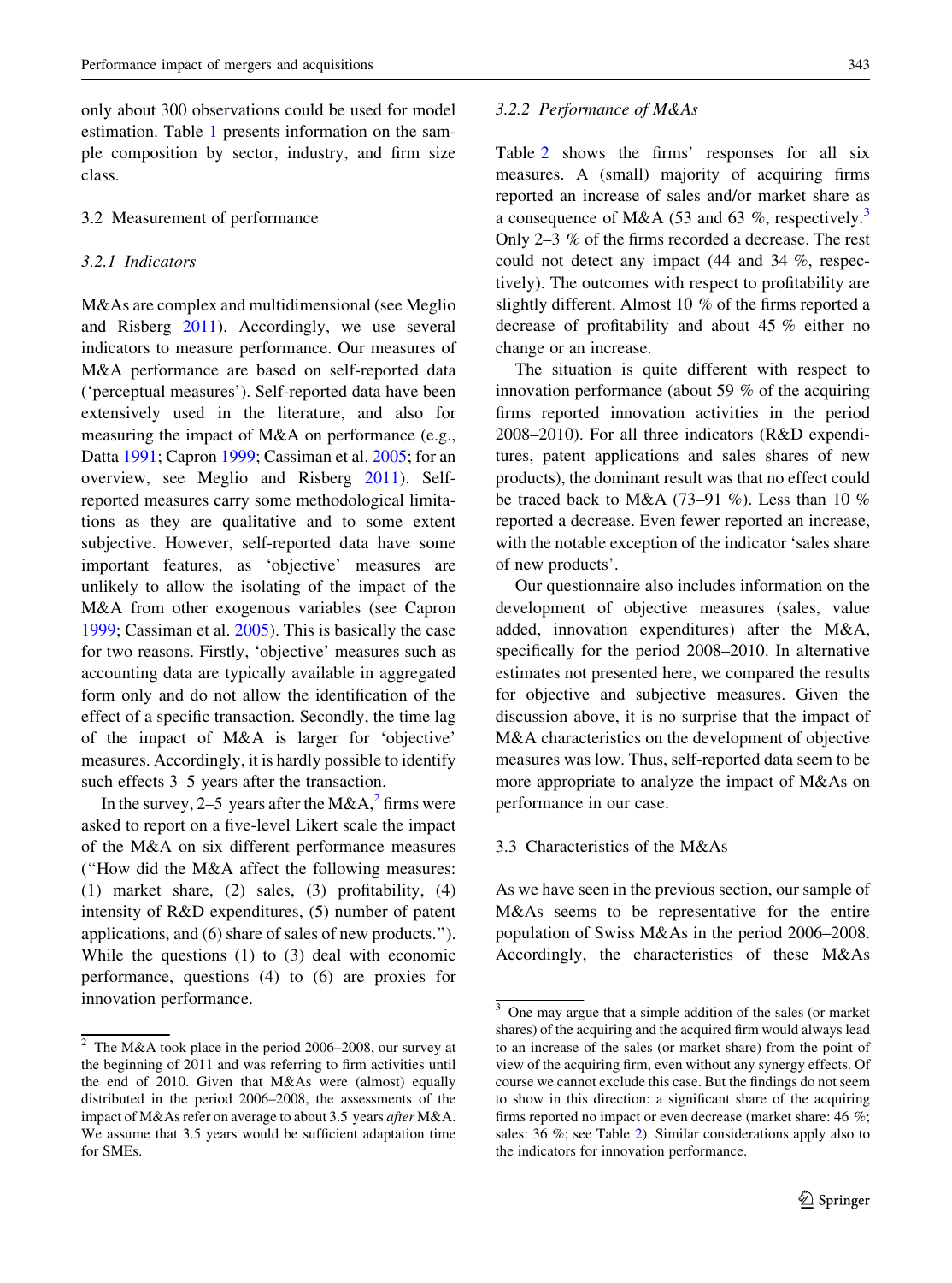only about 300 observations could be used for model estimation. Table 1 presents information on the sample composition by sector, industry, and firm size class.

## 3.2 Measurement of performance

### 3.2.1 Indicators

M&As are complex and multidimensional (see Meglio and Risberg 2011). Accordingly, we use several indicators to measure performance. Our measures of M&A performance are based on self-reported data ('perceptual measures'). Self-reported data have been extensively used in the literature, and also for measuring the impact of M&A on performance (e.g., Datta 1991; Capron 1999; Cassiman et al. 2005; for an overview, see Meglio and Risberg 2011). Self-reported measures carry some methodological limitations as they are qualitative and to some extent subjective. However, self-reported data have some important features, as 'objective' measures are unlikely to allow the isolating of the impact of the M&A from other exogenous variables (see Capron 1999; Cassiman et al. 2005). This is basically the case for two reasons. Firstly, 'objective' measures such as accounting data are typically available in aggregated form only and do not allow the identification of the effect of a specific transaction. Secondly, the time lag of the impact of M&A is larger for 'objective' measures. Accordingly, it is hardly possible to identify such effects 3–5 years after the transaction.

In the survey, 2–5 years after the M&A,[2] firms were asked to report on a five-level Likert scale the impact of the M&A on six different performance measures ("How did the M&A affect the following measures: (1) market share, (2) sales, (3) profitability, (4) intensity of R&D expenditures, (5) number of patent applications, and (6) share of sales of new products."). While the questions (1) to (3) deal with economic performance, questions (4) to (6) are proxies for innovation performance.

### 3.2.2 Performance of M&As

Table 2 shows the firms' responses for all six measures. A (small) majority of acquiring firms reported an increase of sales and/or market share as a consequence of M&A (53 and 63 %, respectively.[3] Only 2–3 % of the firms recorded a decrease. The rest could not detect any impact (44 and 34 %, respectively). The outcomes with respect to profitability are slightly different. Almost 10 % of the firms reported a decrease of profitability and about 45 % either no change or an increase.

The situation is quite different with respect to innovation performance (about 59 % of the acquiring firms reported innovation activities in the period 2008–2010). For all three indicators (R&D expenditures, patent applications and sales shares of new products), the dominant result was that no effect could be traced back to M&A (73–91 %). Less than 10 % reported a decrease. Even fewer reported an increase, with the notable exception of the indicator 'sales share of new products'.

Our questionnaire also includes information on the development of objective measures (sales, value added, innovation expenditures) after the M&A, specifically for the period 2008–2010. In alternative estimates not presented here, we compared the results for objective and subjective measures. Given the discussion above, it is no surprise that the impact of M&A characteristics on the development of objective measures was low. Thus, self-reported data seem to be more appropriate to analyze the impact of M&As on performance in our case.

## 3.3 Characteristics of the M&As

As we have seen in the previous section, our sample of M&As seems to be representative for the entire population of Swiss M&As in the period 2006–2008. Accordingly, the characteristics of these M&As

---

[2] The M&A took place in the period 2006–2008, our survey at the beginning of 2011 and was referring to firm activities until the end of 2010. Given that M&As were (almost) equally distributed in the period 2006–2008, the assessments of the impact of M&As refer on average to about 3.5 years *after* M&A. We assume that 3.5 years would be sufficient adaptation time for SMEs.

[3] One may argue that a simple addition of the sales (or market shares) of the acquiring and the acquired firm would always lead to an increase of the sales (or market share) from the point of view of the acquiring firm, even without any synergy effects. Of course we cannot exclude this case. But the findings do not seem to show in this direction: a significant share of the acquiring firms reported no impact or even decrease (market share: 46 %; sales: 36 %; see Table 2). Similar considerations apply also to the indicators for innovation performance.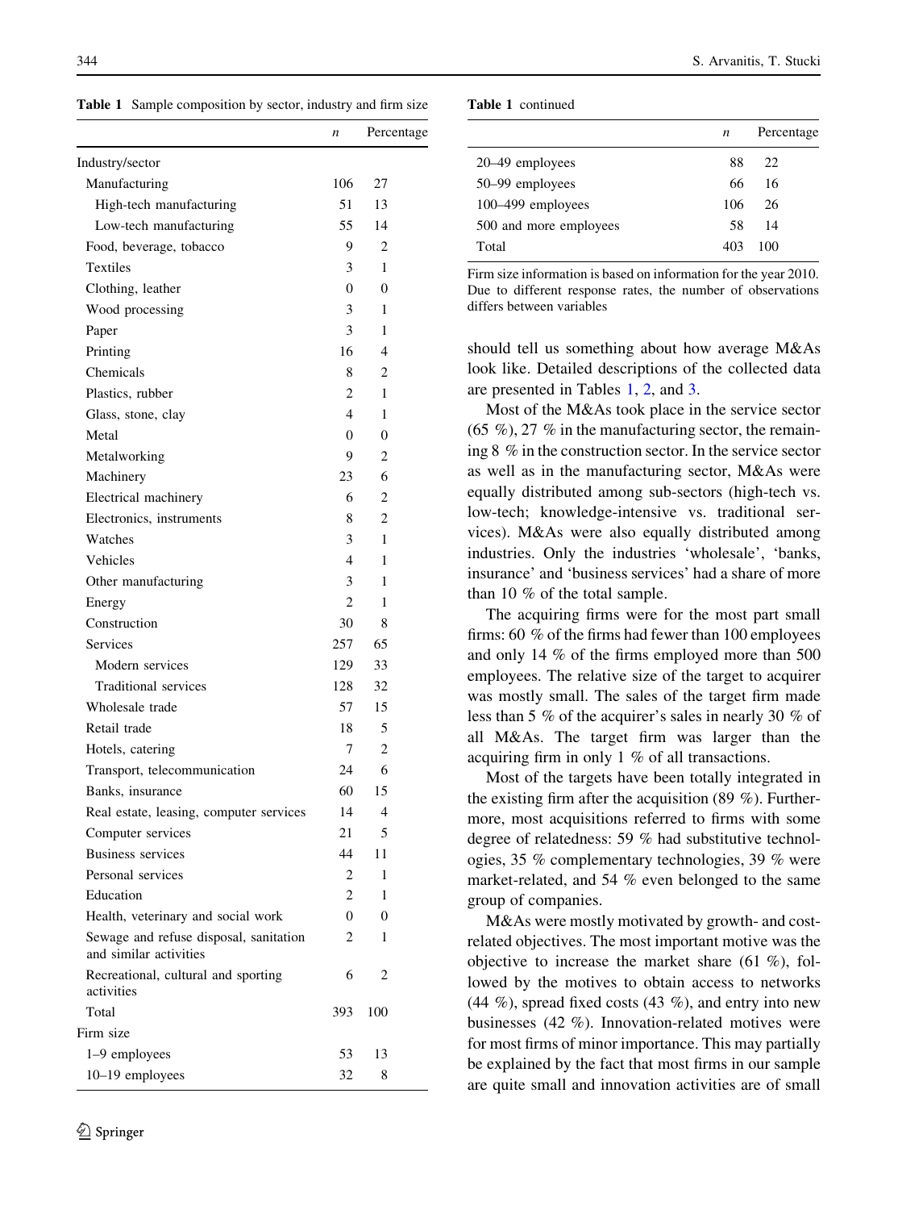**Table 1** Sample composition by sector, industry and firm size

| | $n$ | Percentage |
|---|---|---|
| Industry/sector | | |
| Manufacturing | 106 | 27 |
| High-tech manufacturing | 51 | 13 |
| Low-tech manufacturing | 55 | 14 |
| Food, beverage, tobacco | 9 | 2 |
| Textiles | 3 | 1 |
| Clothing, leather | 0 | 0 |
| Wood processing | 3 | 1 |
| Paper | 3 | 1 |
| Printing | 16 | 4 |
| Chemicals | 8 | 2 |
| Plastics, rubber | 2 | 1 |
| Glass, stone, clay | 4 | 1 |
| Metal | 0 | 0 |
| Metalworking | 9 | 2 |
| Machinery | 23 | 6 |
| Electrical machinery | 6 | 2 |
| Electronics, instruments | 8 | 2 |
| Watches | 3 | 1 |
| Vehicles | 4 | 1 |
| Other manufacturing | 3 | 1 |
| Energy | 2 | 1 |
| Construction | 30 | 8 |
| Services | 257 | 65 |
| Modern services | 129 | 33 |
| Traditional services | 128 | 32 |
| Wholesale trade | 57 | 15 |
| Retail trade | 18 | 5 |
| Hotels, catering | 7 | 2 |
| Transport, telecommunication | 24 | 6 |
| Banks, insurance | 60 | 15 |
| Real estate, leasing, computer services | 14 | 4 |
| Computer services | 21 | 5 |
| Business services | 44 | 11 |
| Personal services | 2 | 1 |
| Education | 2 | 1 |
| Health, veterinary and social work | 0 | 0 |
| Sewage and refuse disposal, sanitation and similar activities | 2 | 1 |
| Recreational, cultural and sporting activities | 6 | 2 |
| Total | 393 | 100 |
| Firm size | | |
| 1–9 employees | 53 | 13 |
| 10–19 employees | 32 | 8 |
| 20–49 employees | 88 | 22 |
| 50–99 employees | 66 | 16 |
| 100–499 employees | 106 | 26 |
| 500 and more employees | 58 | 14 |
| Total | 403 | 100 |

Firm size information is based on information for the year 2010. Due to different response rates, the number of observations differs between variables

should tell us something about how average M&As look like. Detailed descriptions of the collected data are presented in Tables 1, 2, and 3.

Most of the M&As took place in the service sector (65 %), 27 % in the manufacturing sector, the remaining 8 % in the construction sector. In the service sector as well as in the manufacturing sector, M&As were equally distributed among sub-sectors (high-tech vs. low-tech; knowledge-intensive vs. traditional services). M&As were also equally distributed among industries. Only the industries 'wholesale', 'banks, insurance' and 'business services' had a share of more than 10 % of the total sample.

The acquiring firms were for the most part small firms: 60 % of the firms had fewer than 100 employees and only 14 % of the firms employed more than 500 employees. The relative size of the target to acquirer was mostly small. The sales of the target firm made less than 5 % of the acquirer's sales in nearly 30 % of all M&As. The target firm was larger than the acquiring firm in only 1 % of all transactions.

Most of the targets have been totally integrated in the existing firm after the acquisition (89 %). Furthermore, most acquisitions referred to firms with some degree of relatedness: 59 % had substitutive technologies, 35 % complementary technologies, 39 % were market-related, and 54 % even belonged to the same group of companies.

M&As were mostly motivated by growth- and cost-related objectives. The most important motive was the objective to increase the market share (61 %), followed by the motives to obtain access to networks (44 %), spread fixed costs (43 %), and entry into new businesses (42 %). Innovation-related motives were for most firms of minor importance. This may partially be explained by the fact that most firms in our sample are quite small and innovation activities are of small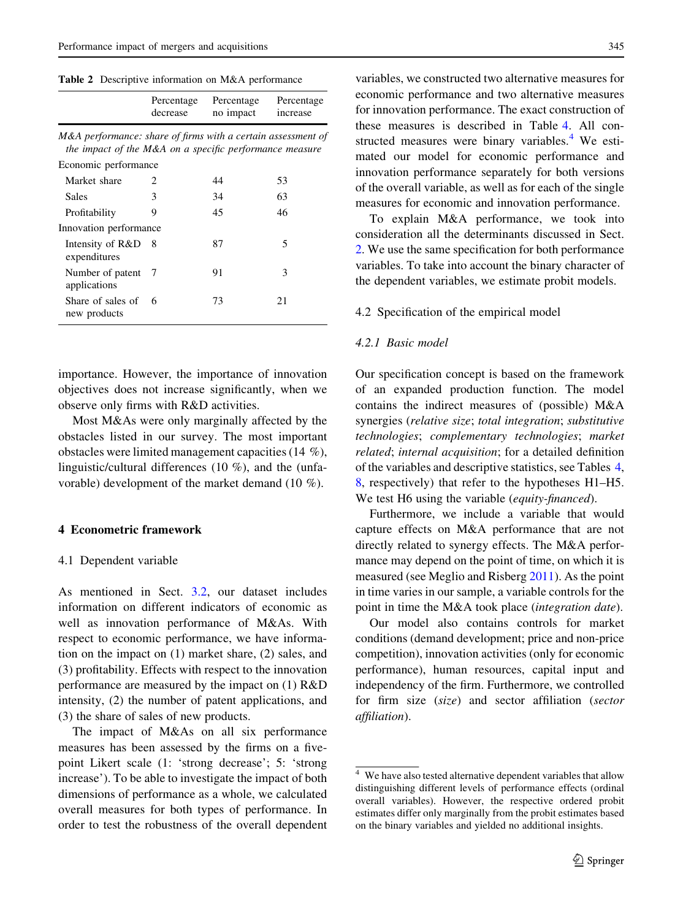**Table 2** Descriptive information on M&A performance

| | Percentage decrease | Percentage no impact | Percentage increase |
|---|---|---|---|
| *M&A performance: share of firms with a certain assessment of the impact of the M&A on a specific performance measure* | | | |
| Economic performance | | | |
| Market share | 2 | 44 | 53 |
| Sales | 3 | 34 | 63 |
| Profitability | 9 | 45 | 46 |
| Innovation performance | | | |
| Intensity of R&D expenditures | 8 | 87 | 5 |
| Number of patent applications | 7 | 91 | 3 |
| Share of sales of new products | 6 | 73 | 21 |

importance. However, the importance of innovation objectives does not increase significantly, when we observe only firms with R&D activities.

Most M&As were only marginally affected by the obstacles listed in our survey. The most important obstacles were limited management capacities (14 %), linguistic/cultural differences (10 %), and the (unfavorable) development of the market demand (10 %).

## 4 Econometric framework

### 4.1 Dependent variable

As mentioned in Sect. 3.2, our dataset includes information on different indicators of economic as well as innovation performance of M&As. With respect to economic performance, we have information on the impact on (1) market share, (2) sales, and (3) profitability. Effects with respect to the innovation performance are measured by the impact on (1) R&D intensity, (2) the number of patent applications, and (3) the share of sales of new products.

The impact of M&As on all six performance measures has been assessed by the firms on a five-point Likert scale (1: 'strong decrease'; 5: 'strong increase'). To be able to investigate the impact of both dimensions of performance as a whole, we calculated overall measures for both types of performance. In order to test the robustness of the overall dependent variables, we constructed two alternative measures for economic performance and two alternative measures for innovation performance. The exact construction of these measures is described in Table 4. All constructed measures were binary variables.[4] We estimated our model for economic performance and innovation performance separately for both versions of the overall variable, as well as for each of the single measures for economic and innovation performance.

To explain M&A performance, we took into consideration all the determinants discussed in Sect. 2. We use the same specification for both performance variables. To take into account the binary character of the dependent variables, we estimate probit models.

### 4.2 Specification of the empirical model

#### *4.2.1 Basic model*

Our specification concept is based on the framework of an expanded production function. The model contains the indirect measures of (possible) M&A synergies (*relative size*; *total integration*; *substitutive technologies*; *complementary technologies*; *market related*; *internal acquisition*; for a detailed definition of the variables and descriptive statistics, see Tables 4, 8, respectively) that refer to the hypotheses H1–H5. We test H6 using the variable (*equity-financed*).

Furthermore, we include a variable that would capture effects on M&A performance that are not directly related to synergy effects. The M&A performance may depend on the point of time, on which it is measured (see Meglio and Risberg 2011). As the point in time varies in our sample, a variable controls for the point in time the M&A took place (*integration date*).

Our model also contains controls for market conditions (demand development; price and non-price competition), innovation activities (only for economic performance), human resources, capital input and independency of the firm. Furthermore, we controlled for firm size (*size*) and sector affiliation (*sector affiliation*).

[4] We have also tested alternative dependent variables that allow distinguishing different levels of performance effects (ordinal overall variables). However, the respective ordered probit estimates differ only marginally from the probit estimates based on the binary variables and yielded no additional insights.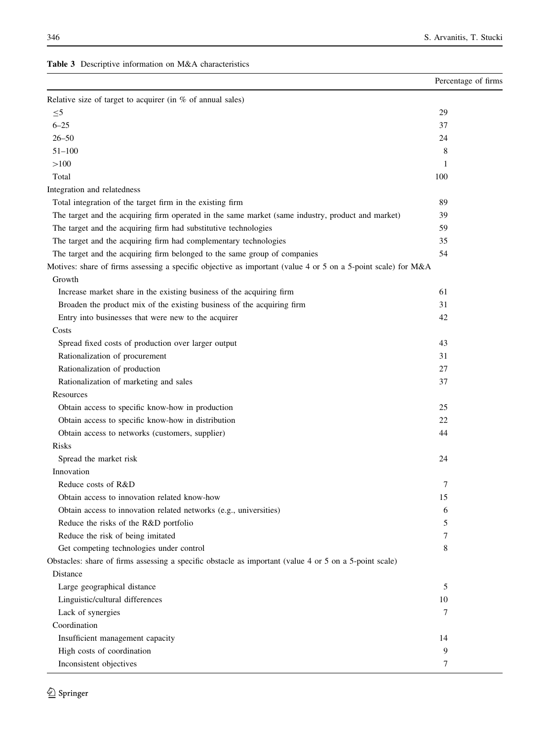**Table 3** Descriptive information on M&A characteristics

| | Percentage of firms |
|---|---|
| Relative size of target to acquirer (in % of annual sales) | |
| ≤5 | 29 |
| 6–25 | 37 |
| 26–50 | 24 |
| 51–100 | 8 |
| >100 | 1 |
| Total | 100 |
| Integration and relatedness | |
| Total integration of the target firm in the existing firm | 89 |
| The target and the acquiring firm operated in the same market (same industry, product and market) | 39 |
| The target and the acquiring firm had substitutive technologies | 59 |
| The target and the acquiring firm had complementary technologies | 35 |
| The target and the acquiring firm belonged to the same group of companies | 54 |
| Motives: share of firms assessing a specific objective as important (value 4 or 5 on a 5-point scale) for M&A | |
| Growth | |
| Increase market share in the existing business of the acquiring firm | 61 |
| Broaden the product mix of the existing business of the acquiring firm | 31 |
| Entry into businesses that were new to the acquirer | 42 |
| Costs | |
| Spread fixed costs of production over larger output | 43 |
| Rationalization of procurement | 31 |
| Rationalization of production | 27 |
| Rationalization of marketing and sales | 37 |
| Resources | |
| Obtain access to specific know-how in production | 25 |
| Obtain access to specific know-how in distribution | 22 |
| Obtain access to networks (customers, supplier) | 44 |
| Risks | |
| Spread the market risk | 24 |
| Innovation | |
| Reduce costs of R&D | 7 |
| Obtain access to innovation related know-how | 15 |
| Obtain access to innovation related networks (e.g., universities) | 6 |
| Reduce the risks of the R&D portfolio | 5 |
| Reduce the risk of being imitated | 7 |
| Get competing technologies under control | 8 |
| Obstacles: share of firms assessing a specific obstacle as important (value 4 or 5 on a 5-point scale) | |
| Distance | |
| Large geographical distance | 5 |
| Linguistic/cultural differences | 10 |
| Lack of synergies | 7 |
| Coordination | |
| Insufficient management capacity | 14 |
| High costs of coordination | 9 |
| Inconsistent objectives | 7 |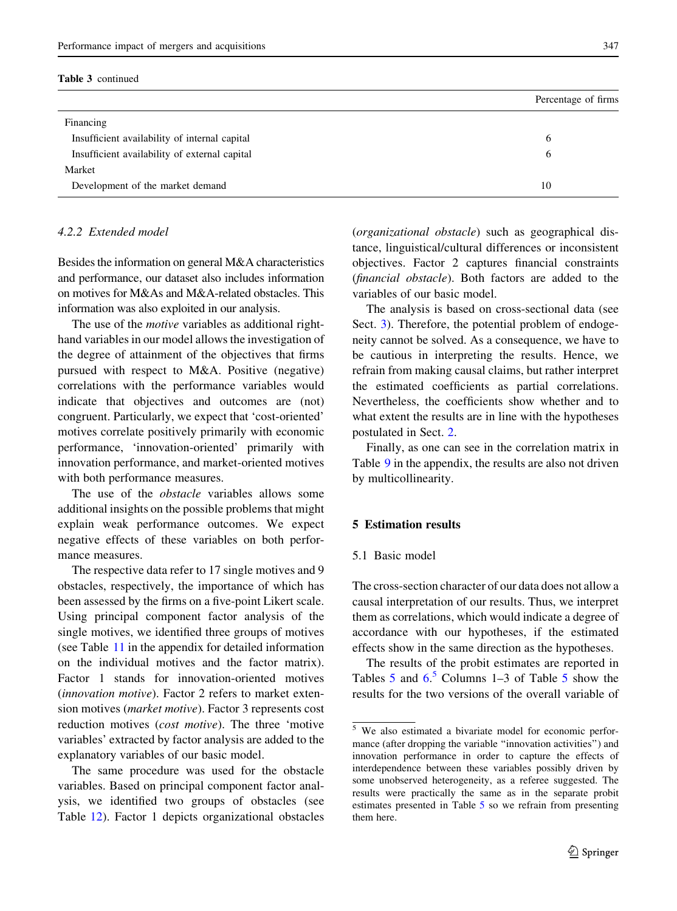**Table 3** continued

| | Percentage of firms |
|---|---|
| Financing | |
| Insufficient availability of internal capital | 6 |
| Insufficient availability of external capital | 6 |
| Market | |
| Development of the market demand | 10 |

#### 4.2.2 Extended model

Besides the information on general M&A characteristics and performance, our dataset also includes information on motives for M&As and M&A-related obstacles. This information was also exploited in our analysis.

The use of the *motive* variables as additional right-hand variables in our model allows the investigation of the degree of attainment of the objectives that firms pursued with respect to M&A. Positive (negative) correlations with the performance variables would indicate that objectives and outcomes are (not) congruent. Particularly, we expect that 'cost-oriented' motives correlate positively primarily with economic performance, 'innovation-oriented' primarily with innovation performance, and market-oriented motives with both performance measures.

The use of the *obstacle* variables allows some additional insights on the possible problems that might explain weak performance outcomes. We expect negative effects of these variables on both performance measures.

The respective data refer to 17 single motives and 9 obstacles, respectively, the importance of which has been assessed by the firms on a five-point Likert scale. Using principal component factor analysis of the single motives, we identified three groups of motives (see Table 11 in the appendix for detailed information on the individual motives and the factor matrix). Factor 1 stands for innovation-oriented motives (*innovation motive*). Factor 2 refers to market extension motives (*market motive*). Factor 3 represents cost reduction motives (*cost motive*). The three 'motive variables' extracted by factor analysis are added to the explanatory variables of our basic model.

The same procedure was used for the obstacle variables. Based on principal component factor analysis, we identified two groups of obstacles (see Table 12). Factor 1 depicts organizational obstacles (*organizational obstacle*) such as geographical distance, linguistical/cultural differences or inconsistent objectives. Factor 2 captures financial constraints (*financial obstacle*). Both factors are added to the variables of our basic model.

The analysis is based on cross-sectional data (see Sect. 3). Therefore, the potential problem of endogeneity cannot be solved. As a consequence, we have to be cautious in interpreting the results. Hence, we refrain from making causal claims, but rather interpret the estimated coefficients as partial correlations. Nevertheless, the coefficients show whether and to what extent the results are in line with the hypotheses postulated in Sect. 2.

Finally, as one can see in the correlation matrix in Table 9 in the appendix, the results are also not driven by multicollinearity.

## 5 Estimation results

### 5.1 Basic model

The cross-section character of our data does not allow a causal interpretation of our results. Thus, we interpret them as correlations, which would indicate a degree of accordance with our hypotheses, if the estimated effects show in the same direction as the hypotheses.

The results of the probit estimates are reported in Tables 5 and 6.[5] Columns 1–3 of Table 5 show the results for the two versions of the overall variable of

[5] We also estimated a bivariate model for economic performance (after dropping the variable "innovation activities") and innovation performance in order to capture the effects of interdependence between these variables possibly driven by some unobserved heterogeneity, as a referee suggested. The results were practically the same as in the separate probit estimates presented in Table 5 so we refrain from presenting them here.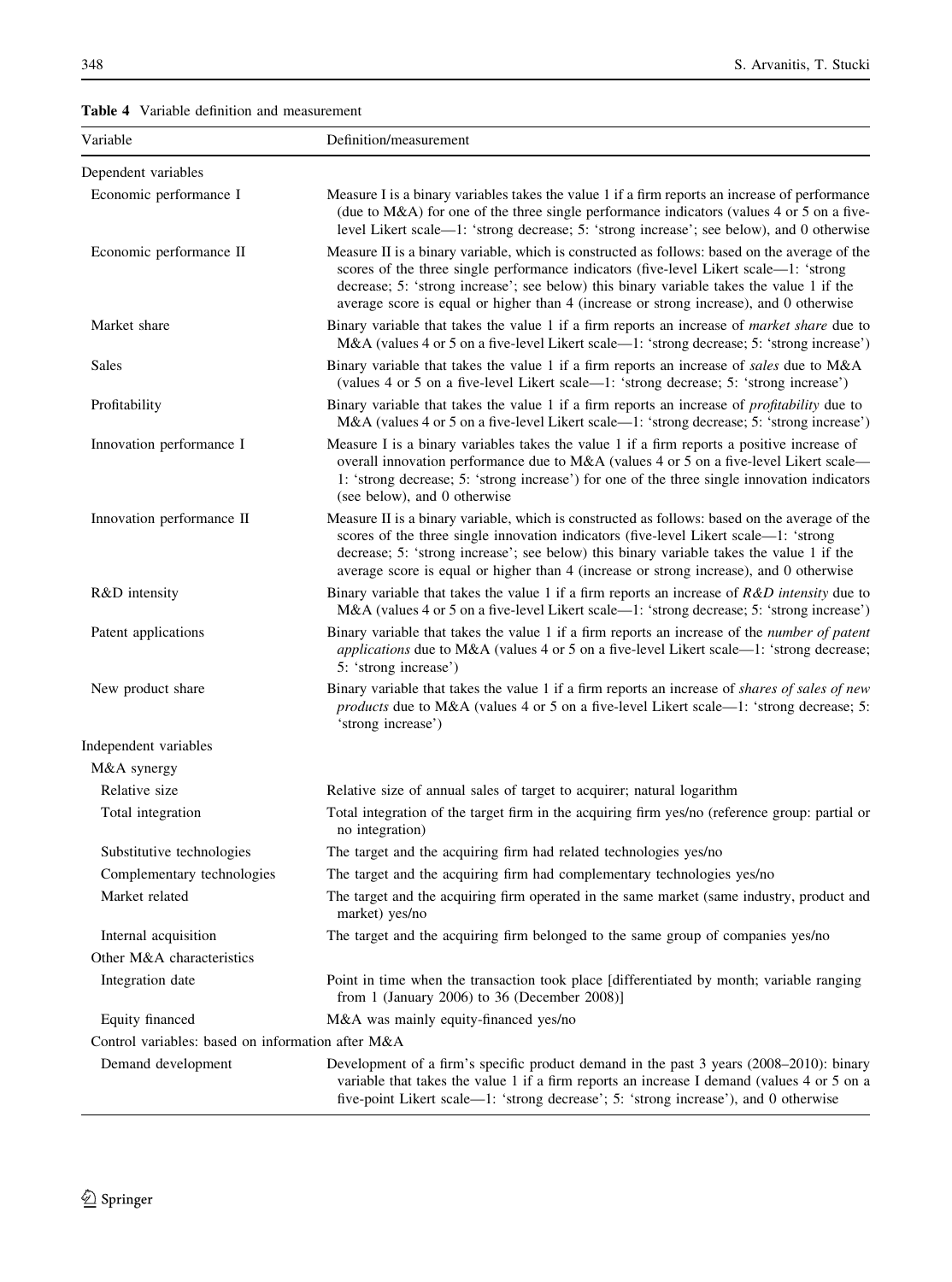**Table 4** Variable definition and measurement

| Variable | Definition/measurement |
|---|---|
| Dependent variables | |
| Economic performance I | Measure I is a binary variables takes the value 1 if a firm reports an increase of performance (due to M&A) for one of the three single performance indicators (values 4 or 5 on a five-level Likert scale—1: 'strong decrease; 5: 'strong increase'; see below), and 0 otherwise |
| Economic performance II | Measure II is a binary variable, which is constructed as follows: based on the average of the scores of the three single performance indicators (five-level Likert scale—1: 'strong decrease; 5: 'strong increase'; see below) this binary variable takes the value 1 if the average score is equal or higher than 4 (increase or strong increase), and 0 otherwise |
| Market share | Binary variable that takes the value 1 if a firm reports an increase of *market share* due to M&A (values 4 or 5 on a five-level Likert scale—1: 'strong decrease; 5: 'strong increase') |
| Sales | Binary variable that takes the value 1 if a firm reports an increase of *sales* due to M&A (values 4 or 5 on a five-level Likert scale—1: 'strong decrease; 5: 'strong increase') |
| Profitability | Binary variable that takes the value 1 if a firm reports an increase of *profitability* due to M&A (values 4 or 5 on a five-level Likert scale—1: 'strong decrease; 5: 'strong increase') |
| Innovation performance I | Measure I is a binary variables takes the value 1 if a firm reports a positive increase of overall innovation performance due to M&A (values 4 or 5 on a five-level Likert scale—1: 'strong decrease; 5: 'strong increase') for one of the three single innovation indicators (see below), and 0 otherwise |
| Innovation performance II | Measure II is a binary variable, which is constructed as follows: based on the average of the scores of the three single innovation indicators (five-level Likert scale—1: 'strong decrease; 5: 'strong increase'; see below) this binary variable takes the value 1 if the average score is equal or higher than 4 (increase or strong increase), and 0 otherwise |
| R&D intensity | Binary variable that takes the value 1 if a firm reports an increase of *R&D intensity* due to M&A (values 4 or 5 on a five-level Likert scale—1: 'strong decrease; 5: 'strong increase') |
| Patent applications | Binary variable that takes the value 1 if a firm reports an increase of the *number of patent applications* due to M&A (values 4 or 5 on a five-level Likert scale—1: 'strong decrease; 5: 'strong increase') |
| New product share | Binary variable that takes the value 1 if a firm reports an increase of *shares of sales of new products* due to M&A (values 4 or 5 on a five-level Likert scale—1: 'strong decrease; 5: 'strong increase') |
| Independent variables | |
| M&A synergy | |
| Relative size | Relative size of annual sales of target to acquirer; natural logarithm |
| Total integration | Total integration of the target firm in the acquiring firm yes/no (reference group: partial or no integration) |
| Substitutive technologies | The target and the acquiring firm had related technologies yes/no |
| Complementary technologies | The target and the acquiring firm had complementary technologies yes/no |
| Market related | The target and the acquiring firm operated in the same market (same industry, product and market) yes/no |
| Internal acquisition | The target and the acquiring firm belonged to the same group of companies yes/no |
| Other M&A characteristics | |
| Integration date | Point in time when the transaction took place [differentiated by month; variable ranging from 1 (January 2006) to 36 (December 2008)] |
| Equity financed | M&A was mainly equity-financed yes/no |
| Control variables: based on information after M&A | |
| Demand development | Development of a firm's specific product demand in the past 3 years (2008–2010): binary variable that takes the value 1 if a firm reports an increase I demand (values 4 or 5 on a five-point Likert scale—1: 'strong decrease'; 5: 'strong increase'), and 0 otherwise |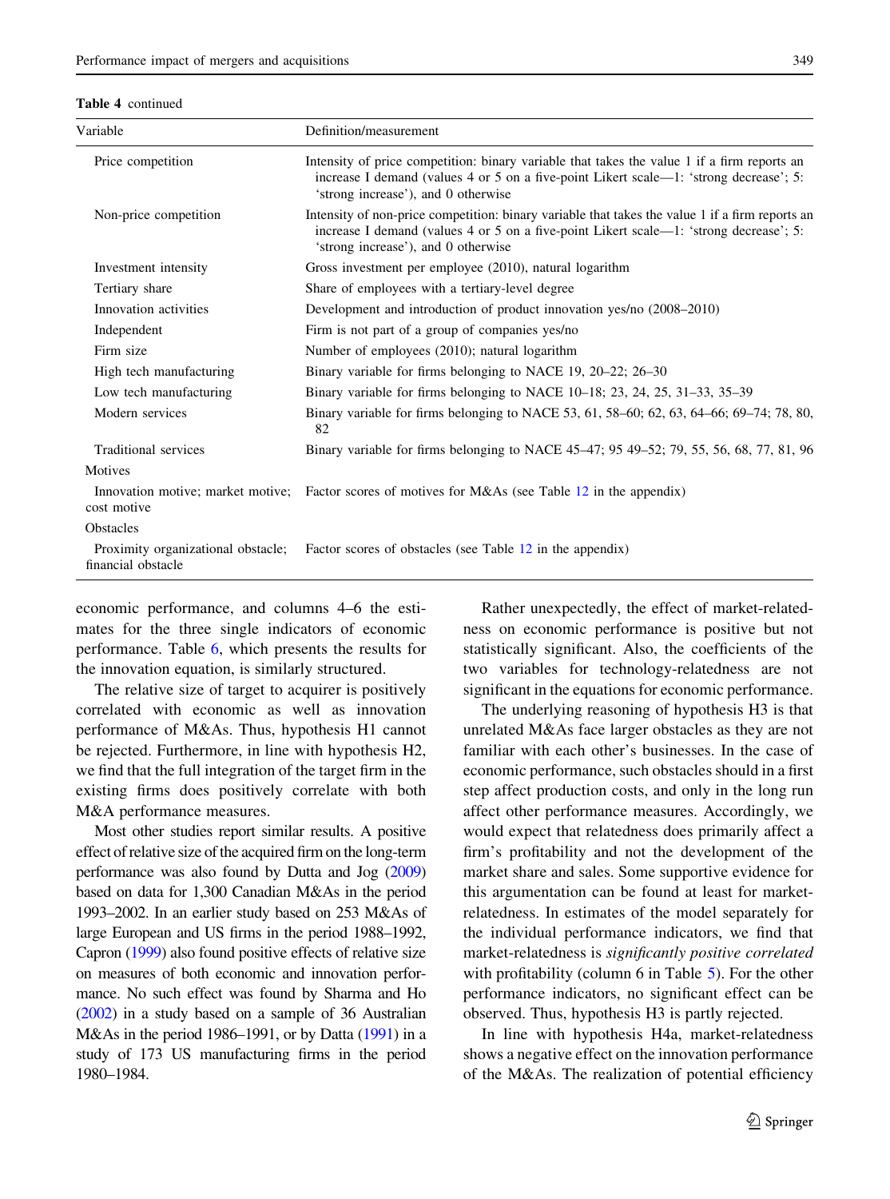**Table 4** continued

| Variable | Definition/measurement |
| --- | --- |
| Price competition | Intensity of price competition: binary variable that takes the value 1 if a firm reports an increase I demand (values 4 or 5 on a five-point Likert scale—1: 'strong decrease'; 5: 'strong increase'), and 0 otherwise |
| Non-price competition | Intensity of non-price competition: binary variable that takes the value 1 if a firm reports an increase I demand (values 4 or 5 on a five-point Likert scale—1: 'strong decrease'; 5: 'strong increase'), and 0 otherwise |
| Investment intensity | Gross investment per employee (2010), natural logarithm |
| Tertiary share | Share of employees with a tertiary-level degree |
| Innovation activities | Development and introduction of product innovation yes/no (2008–2010) |
| Independent | Firm is not part of a group of companies yes/no |
| Firm size | Number of employees (2010); natural logarithm |
| High tech manufacturing | Binary variable for firms belonging to NACE 19, 20–22; 26–30 |
| Low tech manufacturing | Binary variable for firms belonging to NACE 10–18; 23, 24, 25, 31–33, 35–39 |
| Modern services | Binary variable for firms belonging to NACE 53, 61, 58–60; 62, 63, 64–66; 69–74; 78, 80, 82 |
| Traditional services | Binary variable for firms belonging to NACE 45–47; 95 49–52; 79, 55, 56, 68, 77, 81, 96 |
| Motives | |
| Innovation motive; market motive; cost motive | Factor scores of motives for M&As (see Table 12 in the appendix) |
| Obstacles | |
| Proximity organizational obstacle; financial obstacle | Factor scores of obstacles (see Table 12 in the appendix) |

economic performance, and columns 4–6 the estimates for the three single indicators of economic performance. Table 6, which presents the results for the innovation equation, is similarly structured.

The relative size of target to acquirer is positively correlated with economic as well as innovation performance of M&As. Thus, hypothesis H1 cannot be rejected. Furthermore, in line with hypothesis H2, we find that the full integration of the target firm in the existing firms does positively correlate with both M&A performance measures.

Most other studies report similar results. A positive effect of relative size of the acquired firm on the long-term performance was also found by Dutta and Jog (2009) based on data for 1,300 Canadian M&As in the period 1993–2002. In an earlier study based on 253 M&As of large European and US firms in the period 1988–1992, Capron (1999) also found positive effects of relative size on measures of both economic and innovation performance. No such effect was found by Sharma and Ho (2002) in a study based on a sample of 36 Australian M&As in the period 1986–1991, or by Datta (1991) in a study of 173 US manufacturing firms in the period 1980–1984.

Rather unexpectedly, the effect of market-relatedness on economic performance is positive but not statistically significant. Also, the coefficients of the two variables for technology-relatedness are not significant in the equations for economic performance.

The underlying reasoning of hypothesis H3 is that unrelated M&As face larger obstacles as they are not familiar with each other's businesses. In the case of economic performance, such obstacles should in a first step affect production costs, and only in the long run affect other performance measures. Accordingly, we would expect that relatedness does primarily affect a firm's profitability and not the development of the market share and sales. Some supportive evidence for this argumentation can be found at least for market-relatedness. In estimates of the model separately for the individual performance indicators, we find that market-relatedness is *significantly positive correlated* with profitability (column 6 in Table 5). For the other performance indicators, no significant effect can be observed. Thus, hypothesis H3 is partly rejected.

In line with hypothesis H4a, market-relatedness shows a negative effect on the innovation performance of the M&As. The realization of potential efficiency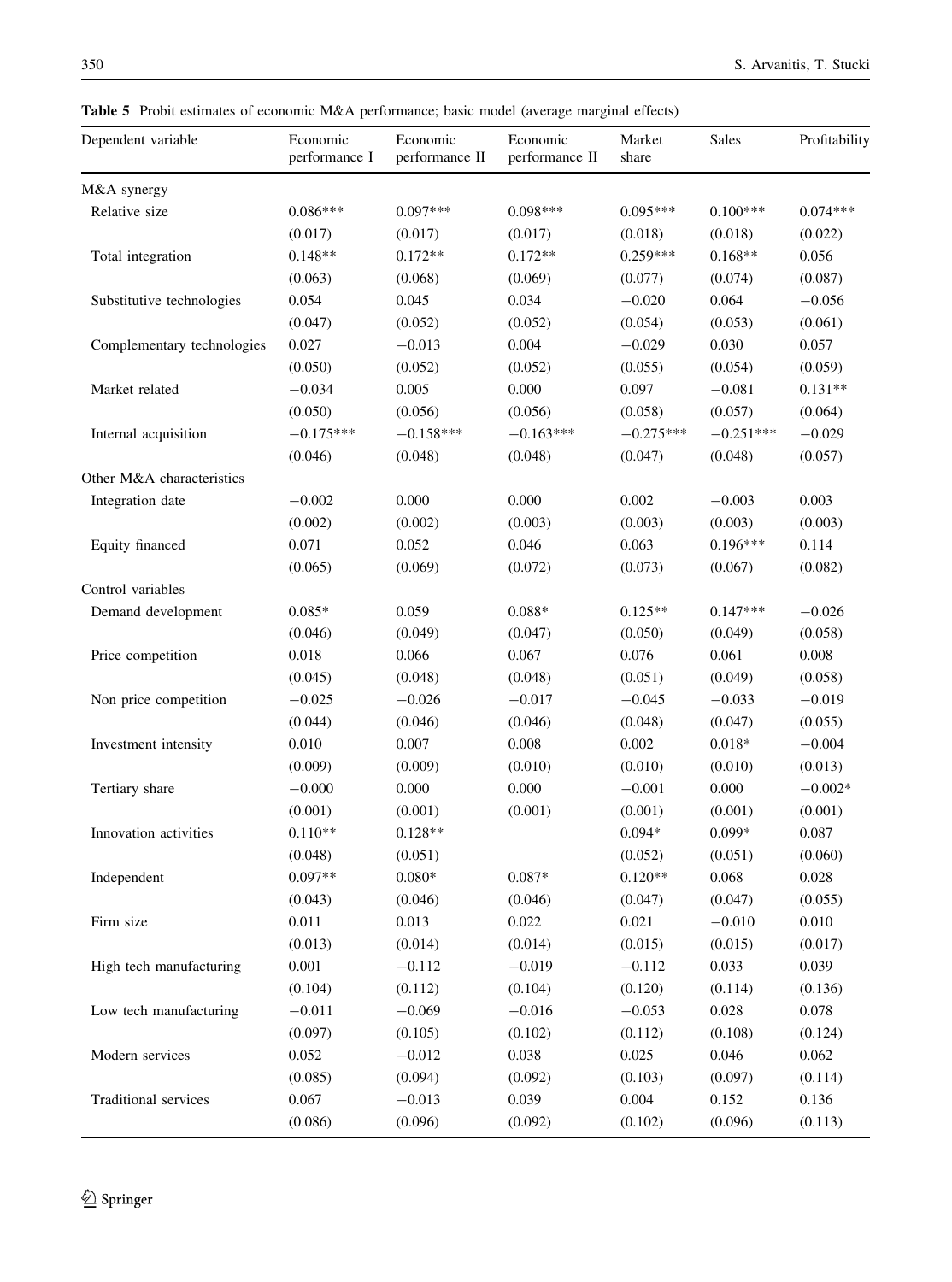**Table 5** Probit estimates of economic M&A performance; basic model (average marginal effects)

| Dependent variable | Economic performance I | Economic performance II | Economic performance II | Market share | Sales | Profitability |
|---|---|---|---|---|---|---|
| M&A synergy | | | | | | |
| Relative size | 0.086*** | 0.097*** | 0.098*** | 0.095*** | 0.100*** | 0.074*** |
| | (0.017) | (0.017) | (0.017) | (0.018) | (0.018) | (0.022) |
| Total integration | 0.148** | 0.172** | 0.172** | 0.259*** | 0.168** | 0.056 |
| | (0.063) | (0.068) | (0.069) | (0.077) | (0.074) | (0.087) |
| Substitutive technologies | 0.054 | 0.045 | 0.034 | −0.020 | 0.064 | −0.056 |
| | (0.047) | (0.052) | (0.052) | (0.054) | (0.053) | (0.061) |
| Complementary technologies | 0.027 | −0.013 | 0.004 | −0.029 | 0.030 | 0.057 |
| | (0.050) | (0.052) | (0.052) | (0.055) | (0.054) | (0.059) |
| Market related | −0.034 | 0.005 | 0.000 | 0.097 | −0.081 | 0.131** |
| | (0.050) | (0.056) | (0.056) | (0.058) | (0.057) | (0.064) |
| Internal acquisition | −0.175*** | −0.158*** | −0.163*** | −0.275*** | −0.251*** | −0.029 |
| | (0.046) | (0.048) | (0.048) | (0.047) | (0.048) | (0.057) |
| Other M&A characteristics | | | | | | |
| Integration date | −0.002 | 0.000 | 0.000 | 0.002 | −0.003 | 0.003 |
| | (0.002) | (0.002) | (0.003) | (0.003) | (0.003) | (0.003) |
| Equity financed | 0.071 | 0.052 | 0.046 | 0.063 | 0.196*** | 0.114 |
| | (0.065) | (0.069) | (0.072) | (0.073) | (0.067) | (0.082) |
| Control variables | | | | | | |
| Demand development | 0.085* | 0.059 | 0.088* | 0.125** | 0.147*** | −0.026 |
| | (0.046) | (0.049) | (0.047) | (0.050) | (0.049) | (0.058) |
| Price competition | 0.018 | 0.066 | 0.067 | 0.076 | 0.061 | 0.008 |
| | (0.045) | (0.048) | (0.048) | (0.051) | (0.049) | (0.058) |
| Non price competition | −0.025 | −0.026 | −0.017 | −0.045 | −0.033 | −0.019 |
| | (0.044) | (0.046) | (0.046) | (0.048) | (0.047) | (0.055) |
| Investment intensity | 0.010 | 0.007 | 0.008 | 0.002 | 0.018* | −0.004 |
| | (0.009) | (0.009) | (0.010) | (0.010) | (0.010) | (0.013) |
| Tertiary share | −0.000 | 0.000 | 0.000 | −0.001 | 0.000 | −0.002* |
| | (0.001) | (0.001) | (0.001) | (0.001) | (0.001) | (0.001) |
| Innovation activities | 0.110** | 0.128** | | 0.094* | 0.099* | 0.087 |
| | (0.048) | (0.051) | | (0.052) | (0.051) | (0.060) |
| Independent | 0.097** | 0.080* | 0.087* | 0.120** | 0.068 | 0.028 |
| | (0.043) | (0.046) | (0.046) | (0.047) | (0.047) | (0.055) |
| Firm size | 0.011 | 0.013 | 0.022 | 0.021 | −0.010 | 0.010 |
| | (0.013) | (0.014) | (0.014) | (0.015) | (0.015) | (0.017) |
| High tech manufacturing | 0.001 | −0.112 | −0.019 | −0.112 | 0.033 | 0.039 |
| | (0.104) | (0.112) | (0.104) | (0.120) | (0.114) | (0.136) |
| Low tech manufacturing | −0.011 | −0.069 | −0.016 | −0.053 | 0.028 | 0.078 |
| | (0.097) | (0.105) | (0.102) | (0.112) | (0.108) | (0.124) |
| Modern services | 0.052 | −0.012 | 0.038 | 0.025 | 0.046 | 0.062 |
| | (0.085) | (0.094) | (0.092) | (0.103) | (0.097) | (0.114) |
| Traditional services | 0.067 | −0.013 | 0.039 | 0.004 | 0.152 | 0.136 |
| | (0.086) | (0.096) | (0.092) | (0.102) | (0.096) | (0.113) |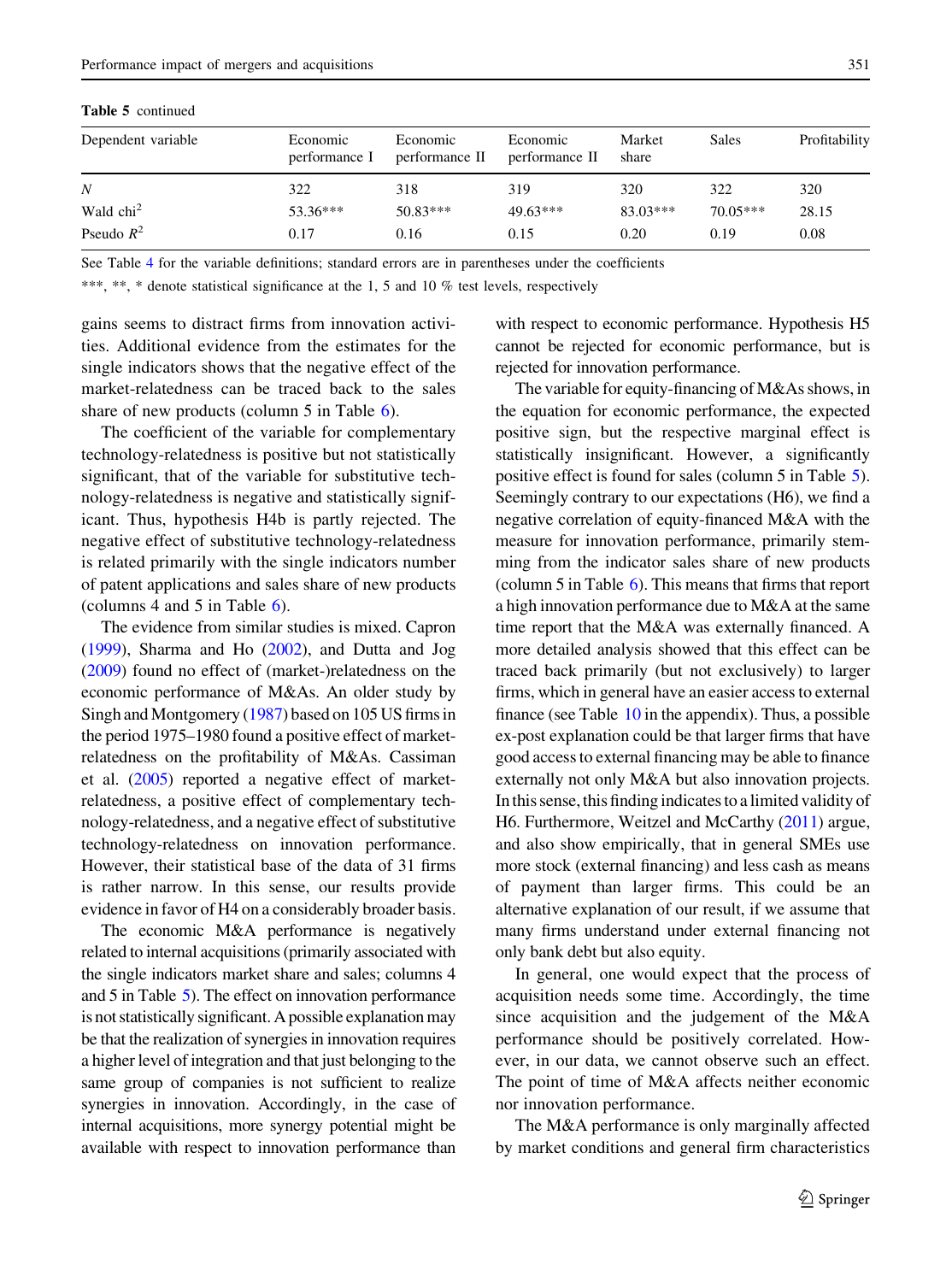**Table 5** continued

| Dependent variable | Economic performance I | Economic performance II | Economic performance II | Market share | Sales | Profitability |
|---|---|---|---|---|---|---|
| $N$ | 322 | 318 | 319 | 320 | 322 | 320 |
| Wald chi$^2$ | 53.36*** | 50.83*** | 49.63*** | 83.03*** | 70.05*** | 28.15 |
| Pseudo $R^2$ | 0.17 | 0.16 | 0.15 | 0.20 | 0.19 | 0.08 |

See Table 4 for the variable definitions; standard errors are in parentheses under the coefficients

***, **, * denote statistical significance at the 1, 5 and 10 % test levels, respectively

gains seems to distract firms from innovation activities. Additional evidence from the estimates for the single indicators shows that the negative effect of the market-relatedness can be traced back to the sales share of new products (column 5 in Table 6).

The coefficient of the variable for complementary technology-relatedness is positive but not statistically significant, that of the variable for substitutive technology-relatedness is negative and statistically significant. Thus, hypothesis H4b is partly rejected. The negative effect of substitutive technology-relatedness is related primarily with the single indicators number of patent applications and sales share of new products (columns 4 and 5 in Table 6).

The evidence from similar studies is mixed. Capron (1999), Sharma and Ho (2002), and Dutta and Jog (2009) found no effect of (market-)relatedness on the economic performance of M&As. An older study by Singh and Montgomery (1987) based on 105 US firms in the period 1975–1980 found a positive effect of market-relatedness on the profitability of M&As. Cassiman et al. (2005) reported a negative effect of market-relatedness, a positive effect of complementary technology-relatedness, and a negative effect of substitutive technology-relatedness on innovation performance. However, their statistical base of the data of 31 firms is rather narrow. In this sense, our results provide evidence in favor of H4 on a considerably broader basis.

The economic M&A performance is negatively related to internal acquisitions (primarily associated with the single indicators market share and sales; columns 4 and 5 in Table 5). The effect on innovation performance is not statistically significant. A possible explanation may be that the realization of synergies in innovation requires a higher level of integration and that just belonging to the same group of companies is not sufficient to realize synergies in innovation. Accordingly, in the case of internal acquisitions, more synergy potential might be available with respect to innovation performance than with respect to economic performance. Hypothesis H5 cannot be rejected for economic performance, but is rejected for innovation performance.

The variable for equity-financing of M&As shows, in the equation for economic performance, the expected positive sign, but the respective marginal effect is statistically insignificant. However, a significantly positive effect is found for sales (column 5 in Table 5). Seemingly contrary to our expectations (H6), we find a negative correlation of equity-financed M&A with the measure for innovation performance, primarily stemming from the indicator sales share of new products (column 5 in Table 6). This means that firms that report a high innovation performance due to M&A at the same time report that the M&A was externally financed. A more detailed analysis showed that this effect can be traced back primarily (but not exclusively) to larger firms, which in general have an easier access to external finance (see Table 10 in the appendix). Thus, a possible ex-post explanation could be that larger firms that have good access to external financing may be able to finance externally not only M&A but also innovation projects. In this sense, this finding indicates to a limited validity of H6. Furthermore, Weitzel and McCarthy (2011) argue, and also show empirically, that in general SMEs use more stock (external financing) and less cash as means of payment than larger firms. This could be an alternative explanation of our result, if we assume that many firms understand under external financing not only bank debt but also equity.

In general, one would expect that the process of acquisition needs some time. Accordingly, the time since acquisition and the judgement of the M&A performance should be positively correlated. However, in our data, we cannot observe such an effect. The point of time of M&A affects neither economic nor innovation performance.

The M&A performance is only marginally affected by market conditions and general firm characteristics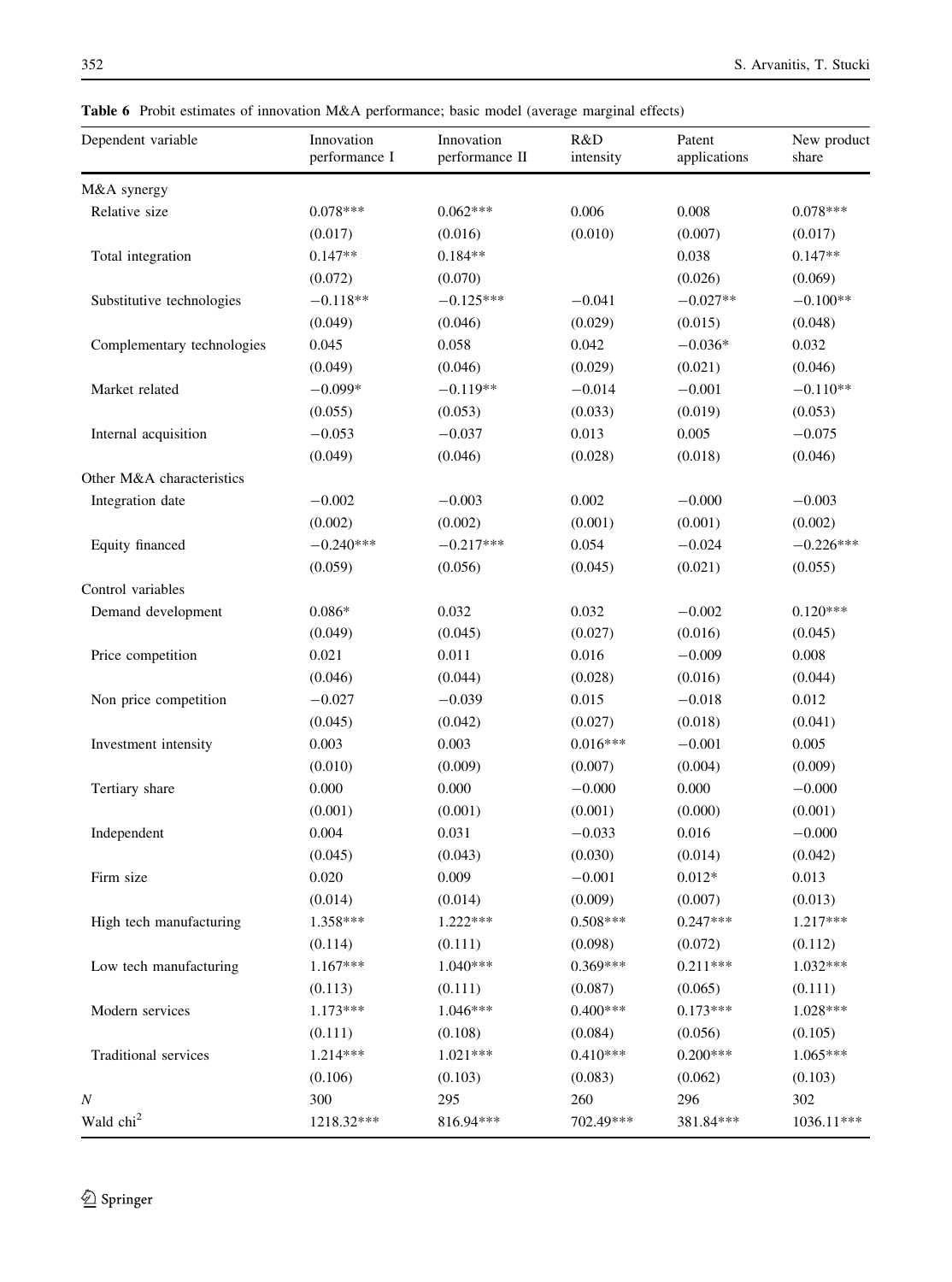**Table 6** Probit estimates of innovation M&A performance; basic model (average marginal effects)

| Dependent variable | Innovation performance I | Innovation performance II | R&D intensity | Patent applications | New product share |
|---|---|---|---|---|---|
| M&A synergy | | | | | |
| Relative size | 0.078*** | 0.062*** | 0.006 | 0.008 | 0.078*** |
| | (0.017) | (0.016) | (0.010) | (0.007) | (0.017) |
| Total integration | 0.147** | 0.184** | | 0.038 | 0.147** |
| | (0.072) | (0.070) | | (0.026) | (0.069) |
| Substitutive technologies | −0.118** | −0.125*** | −0.041 | −0.027** | −0.100** |
| | (0.049) | (0.046) | (0.029) | (0.015) | (0.048) |
| Complementary technologies | 0.045 | 0.058 | 0.042 | −0.036* | 0.032 |
| | (0.049) | (0.046) | (0.029) | (0.021) | (0.046) |
| Market related | −0.099* | −0.119** | −0.014 | −0.001 | −0.110** |
| | (0.055) | (0.053) | (0.033) | (0.019) | (0.053) |
| Internal acquisition | −0.053 | −0.037 | 0.013 | 0.005 | −0.075 |
| | (0.049) | (0.046) | (0.028) | (0.018) | (0.046) |
| Other M&A characteristics | | | | | |
| Integration date | −0.002 | −0.003 | 0.002 | −0.000 | −0.003 |
| | (0.002) | (0.002) | (0.001) | (0.001) | (0.002) |
| Equity financed | −0.240*** | −0.217*** | 0.054 | −0.024 | −0.226*** |
| | (0.059) | (0.056) | (0.045) | (0.021) | (0.055) |
| Control variables | | | | | |
| Demand development | 0.086* | 0.032 | 0.032 | −0.002 | 0.120*** |
| | (0.049) | (0.045) | (0.027) | (0.016) | (0.045) |
| Price competition | 0.021 | 0.011 | 0.016 | −0.009 | 0.008 |
| | (0.046) | (0.044) | (0.028) | (0.016) | (0.044) |
| Non price competition | −0.027 | −0.039 | 0.015 | −0.018 | 0.012 |
| | (0.045) | (0.042) | (0.027) | (0.018) | (0.041) |
| Investment intensity | 0.003 | 0.003 | 0.016*** | −0.001 | 0.005 |
| | (0.010) | (0.009) | (0.007) | (0.004) | (0.009) |
| Tertiary share | 0.000 | 0.000 | −0.000 | 0.000 | −0.000 |
| | (0.001) | (0.001) | (0.001) | (0.000) | (0.001) |
| Independent | 0.004 | 0.031 | −0.033 | 0.016 | −0.000 |
| | (0.045) | (0.043) | (0.030) | (0.014) | (0.042) |
| Firm size | 0.020 | 0.009 | −0.001 | 0.012* | 0.013 |
| | (0.014) | (0.014) | (0.009) | (0.007) | (0.013) |
| High tech manufacturing | 1.358*** | 1.222*** | 0.508*** | 0.247*** | 1.217*** |
| | (0.114) | (0.111) | (0.098) | (0.072) | (0.112) |
| Low tech manufacturing | 1.167*** | 1.040*** | 0.369*** | 0.211*** | 1.032*** |
| | (0.113) | (0.111) | (0.087) | (0.065) | (0.111) |
| Modern services | 1.173*** | 1.046*** | 0.400*** | 0.173*** | 1.028*** |
| | (0.111) | (0.108) | (0.084) | (0.056) | (0.105) |
| Traditional services | 1.214*** | 1.021*** | 0.410*** | 0.200*** | 1.065*** |
| | (0.106) | (0.103) | (0.083) | (0.062) | (0.103) |
| $N$ | 300 | 295 | 260 | 296 | 302 |
| Wald $chi^2$ | 1218.32*** | 816.94*** | 702.49*** | 381.84*** | 1036.11*** |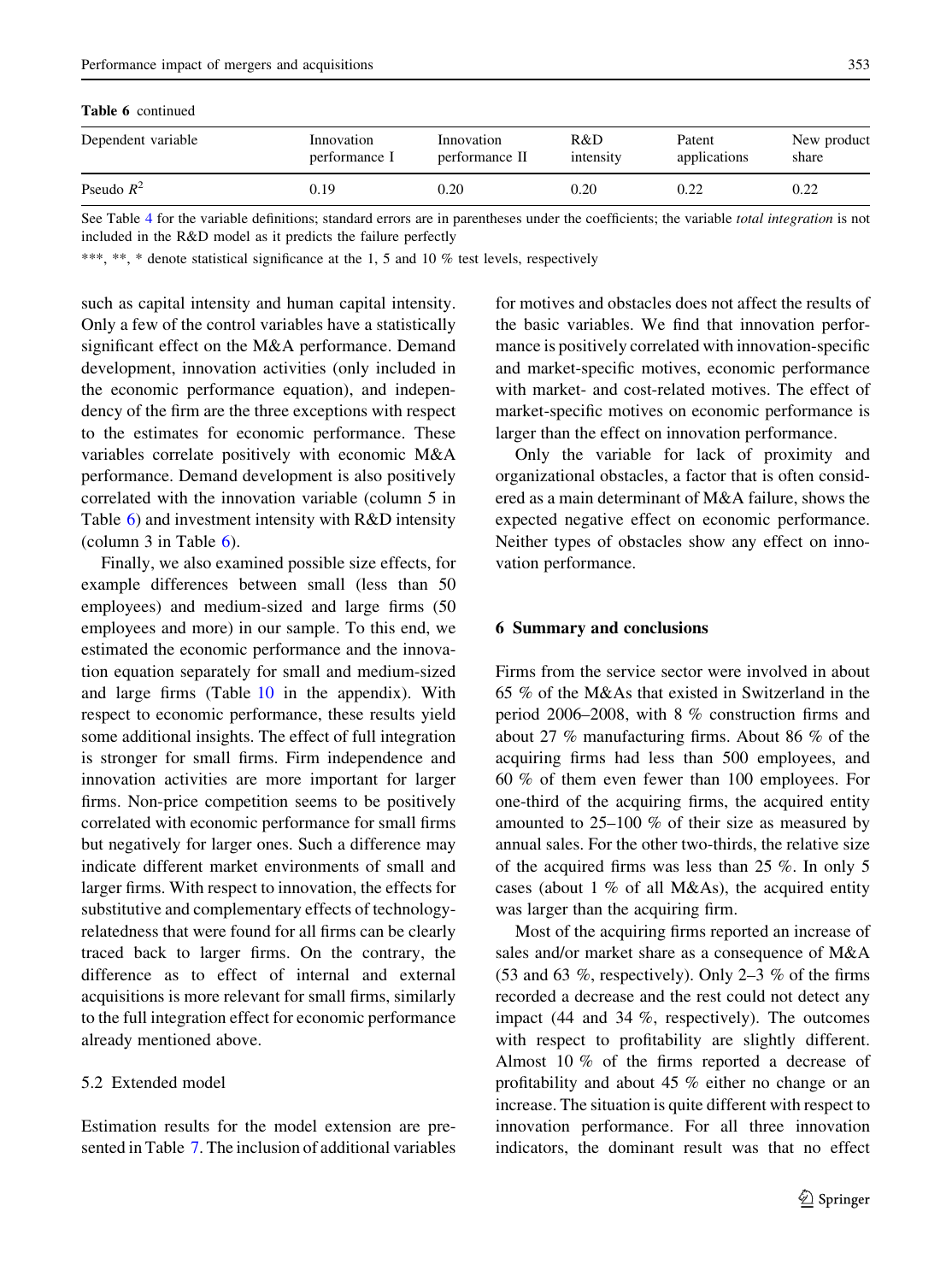**Table 6** continued

| Dependent variable | Innovation performance I | Innovation performance II | R&D intensity | Patent applications | New product share |
|---|---|---|---|---|---|
| Pseudo $R^2$ | 0.19 | 0.20 | 0.20 | 0.22 | 0.22 |

See Table 4 for the variable definitions; standard errors are in parentheses under the coefficients; the variable *total integration* is not included in the R&D model as it predicts the failure perfectly

***, **, * denote statistical significance at the 1, 5 and 10 % test levels, respectively

such as capital intensity and human capital intensity. Only a few of the control variables have a statistically significant effect on the M&A performance. Demand development, innovation activities (only included in the economic performance equation), and independency of the firm are the three exceptions with respect to the estimates for economic performance. These variables correlate positively with economic M&A performance. Demand development is also positively correlated with the innovation variable (column 5 in Table 6) and investment intensity with R&D intensity (column 3 in Table 6).

Finally, we also examined possible size effects, for example differences between small (less than 50 employees) and medium-sized and large firms (50 employees and more) in our sample. To this end, we estimated the economic performance and the innovation equation separately for small and medium-sized and large firms (Table 10 in the appendix). With respect to economic performance, these results yield some additional insights. The effect of full integration is stronger for small firms. Firm independence and innovation activities are more important for larger firms. Non-price competition seems to be positively correlated with economic performance for small firms but negatively for larger ones. Such a difference may indicate different market environments of small and larger firms. With respect to innovation, the effects for substitutive and complementary effects of technology-relatedness that were found for all firms can be clearly traced back to larger firms. On the contrary, the difference as to effect of internal and external acquisitions is more relevant for small firms, similarly to the full integration effect for economic performance already mentioned above.

### 5.2 Extended model

Estimation results for the model extension are presented in Table 7. The inclusion of additional variables for motives and obstacles does not affect the results of the basic variables. We find that innovation performance is positively correlated with innovation-specific and market-specific motives, economic performance with market- and cost-related motives. The effect of market-specific motives on economic performance is larger than the effect on innovation performance.

Only the variable for lack of proximity and organizational obstacles, a factor that is often considered as a main determinant of M&A failure, shows the expected negative effect on economic performance. Neither types of obstacles show any effect on innovation performance.

## 6 Summary and conclusions

Firms from the service sector were involved in about 65 % of the M&As that existed in Switzerland in the period 2006–2008, with 8 % construction firms and about 27 % manufacturing firms. About 86 % of the acquiring firms had less than 500 employees, and 60 % of them even fewer than 100 employees. For one-third of the acquiring firms, the acquired entity amounted to 25–100 % of their size as measured by annual sales. For the other two-thirds, the relative size of the acquired firms was less than 25 %. In only 5 cases (about 1 % of all M&As), the acquired entity was larger than the acquiring firm.

Most of the acquiring firms reported an increase of sales and/or market share as a consequence of M&A (53 and 63 %, respectively). Only 2–3 % of the firms recorded a decrease and the rest could not detect any impact (44 and 34 %, respectively). The outcomes with respect to profitability are slightly different. Almost 10 % of the firms reported a decrease of profitability and about 45 % either no change or an increase. The situation is quite different with respect to innovation performance. For all three innovation indicators, the dominant result was that no effect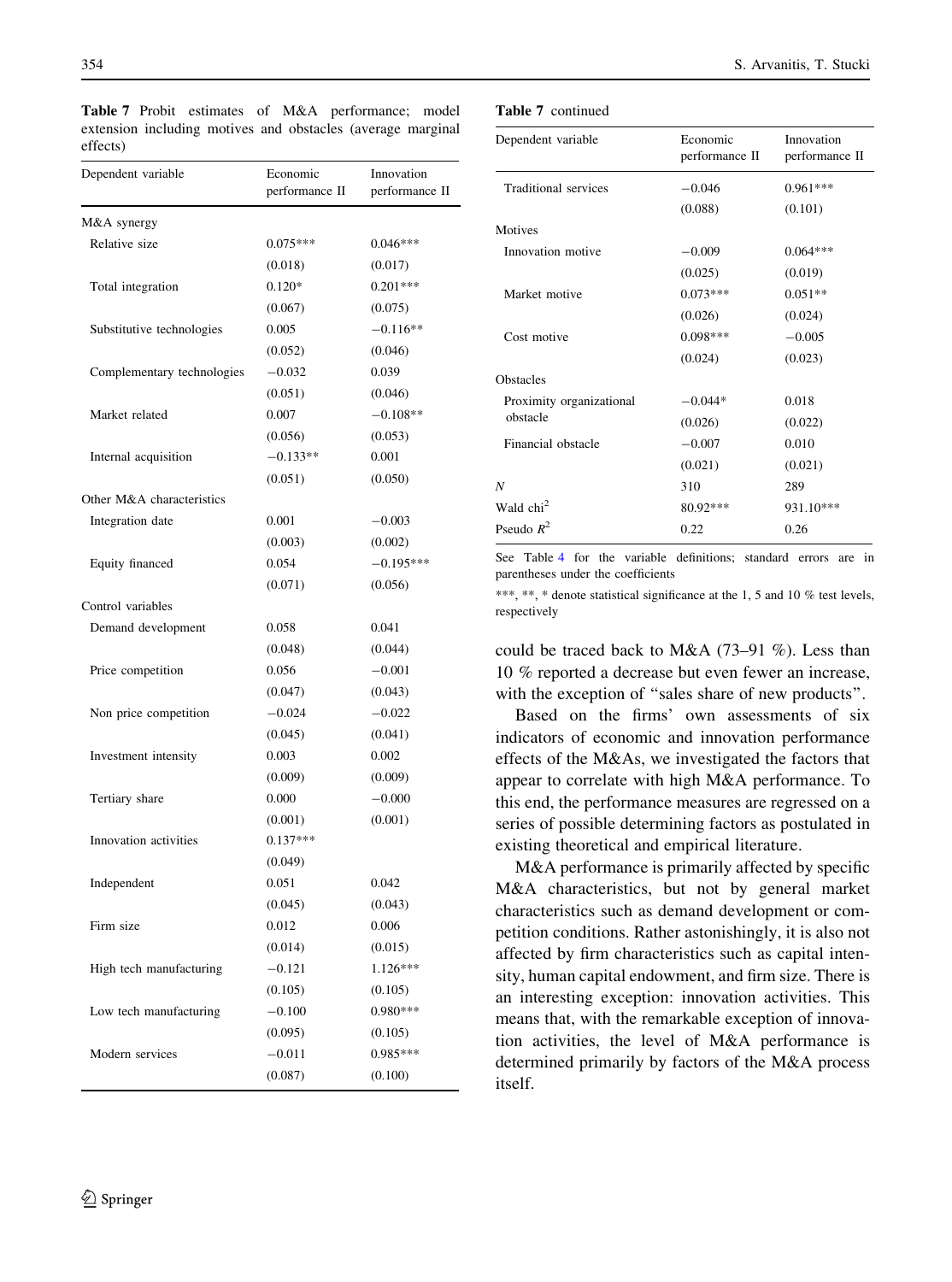**Table 7** Probit estimates of M&A performance; model extension including motives and obstacles (average marginal effects)

| Dependent variable | Economic performance II | Innovation performance II |
|---|---|---|
| M&A synergy | | |
| Relative size | 0.075*** | 0.046*** |
| | (0.018) | (0.017) |
| Total integration | 0.120* | 0.201*** |
| | (0.067) | (0.075) |
| Substitutive technologies | 0.005 | −0.116** |
| | (0.052) | (0.046) |
| Complementary technologies | −0.032 | 0.039 |
| | (0.051) | (0.046) |
| Market related | 0.007 | −0.108** |
| | (0.056) | (0.053) |
| Internal acquisition | −0.133** | 0.001 |
| | (0.051) | (0.050) |
| Other M&A characteristics | | |
| Integration date | 0.001 | −0.003 |
| | (0.003) | (0.002) |
| Equity financed | 0.054 | −0.195*** |
| | (0.071) | (0.056) |
| Control variables | | |
| Demand development | 0.058 | 0.041 |
| | (0.048) | (0.044) |
| Price competition | 0.056 | −0.001 |
| | (0.047) | (0.043) |
| Non price competition | −0.024 | −0.022 |
| | (0.045) | (0.041) |
| Investment intensity | 0.003 | 0.002 |
| | (0.009) | (0.009) |
| Tertiary share | 0.000 | −0.000 |
| | (0.001) | (0.001) |
| Innovation activities | 0.137*** | |
| | (0.049) | |
| Independent | 0.051 | 0.042 |
| | (0.045) | (0.043) |
| Firm size | 0.012 | 0.006 |
| | (0.014) | (0.015) |
| High tech manufacturing | −0.121 | 1.126*** |
| | (0.105) | (0.105) |
| Low tech manufacturing | −0.100 | 0.980*** |
| | (0.095) | (0.105) |
| Modern services | −0.011 | 0.985*** |
| | (0.087) | (0.100) |
| Traditional services | −0.046 | 0.961*** |
| | (0.088) | (0.101) |
| Motives | | |
| Innovation motive | −0.009 | 0.064*** |
| | (0.025) | (0.019) |
| Market motive | 0.073*** | 0.051** |
| | (0.026) | (0.024) |
| Cost motive | 0.098*** | −0.005 |
| | (0.024) | (0.023) |
| Obstacles | | |
| Proximity organizational obstacle | −0.044* | 0.018 |
| | (0.026) | (0.022) |
| Financial obstacle | −0.007 | 0.010 |
| | (0.021) | (0.021) |
| $N$ | 310 | 289 |
| Wald chi$^2$ | 80.92*** | 931.10*** |
| Pseudo $R^2$ | 0.22 | 0.26 |

See Table 4 for the variable definitions; standard errors are in parentheses under the coefficients

***, **, * denote statistical significance at the 1, 5 and 10 % test levels, respectively

could be traced back to M&A (73–91 %). Less than 10 % reported a decrease but even fewer an increase, with the exception of "sales share of new products".

Based on the firms' own assessments of six indicators of economic and innovation performance effects of the M&As, we investigated the factors that appear to correlate with high M&A performance. To this end, the performance measures are regressed on a series of possible determining factors as postulated in existing theoretical and empirical literature.

M&A performance is primarily affected by specific M&A characteristics, but not by general market characteristics such as demand development or competition conditions. Rather astonishingly, it is also not affected by firm characteristics such as capital intensity, human capital endowment, and firm size. There is an interesting exception: innovation activities. This means that, with the remarkable exception of innovation activities, the level of M&A performance is determined primarily by factors of the M&A process itself.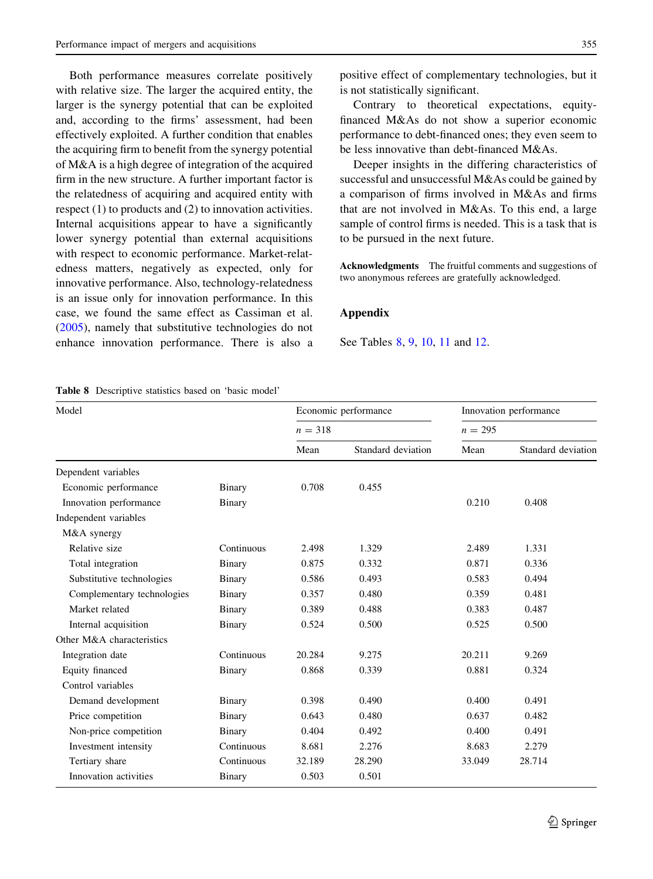Both performance measures correlate positively with relative size. The larger the acquired entity, the larger is the synergy potential that can be exploited and, according to the firms' assessment, had been effectively exploited. A further condition that enables the acquiring firm to benefit from the synergy potential of M&A is a high degree of integration of the acquired firm in the new structure. A further important factor is the relatedness of acquiring and acquired entity with respect (1) to products and (2) to innovation activities. Internal acquisitions appear to have a significantly lower synergy potential than external acquisitions with respect to economic performance. Market-relatedness matters, negatively as expected, only for innovative performance. Also, technology-relatedness is an issue only for innovation performance. In this case, we found the same effect as Cassiman et al. (2005), namely that substitutive technologies do not enhance innovation performance. There is also a positive effect of complementary technologies, but it is not statistically significant.

Contrary to theoretical expectations, equity-financed M&As do not show a superior economic performance to debt-financed ones; they even seem to be less innovative than debt-financed M&As.

Deeper insights in the differing characteristics of successful and unsuccessful M&As could be gained by a comparison of firms involved in M&As and firms that are not involved in M&As. To this end, a large sample of control firms is needed. This is a task that is to be pursued in the next future.

**Acknowledgments** The fruitful comments and suggestions of two anonymous referees are gratefully acknowledged.

## Appendix

See Tables 8, 9, 10, 11 and 12.

**Table 8** Descriptive statistics based on 'basic model'

| Model | | Economic performance | | Innovation performance | |
|---|---|---|---|---|---|
| | | $n = 318$ | | $n = 295$ | |
| | | Mean | Standard deviation | Mean | Standard deviation |
| Dependent variables | | | | | |
| Economic performance | Binary | 0.708 | 0.455 | | |
| Innovation performance | Binary | | | 0.210 | 0.408 |
| Independent variables | | | | | |
| M&A synergy | | | | | |
| Relative size | Continuous | 2.498 | 1.329 | 2.489 | 1.331 |
| Total integration | Binary | 0.875 | 0.332 | 0.871 | 0.336 |
| Substitutive technologies | Binary | 0.586 | 0.493 | 0.583 | 0.494 |
| Complementary technologies | Binary | 0.357 | 0.480 | 0.359 | 0.481 |
| Market related | Binary | 0.389 | 0.488 | 0.383 | 0.487 |
| Internal acquisition | Binary | 0.524 | 0.500 | 0.525 | 0.500 |
| Other M&A characteristics | | | | | |
| Integration date | Continuous | 20.284 | 9.275 | 20.211 | 9.269 |
| Equity financed | Binary | 0.868 | 0.339 | 0.881 | 0.324 |
| Control variables | | | | | |
| Demand development | Binary | 0.398 | 0.490 | 0.400 | 0.491 |
| Price competition | Binary | 0.643 | 0.480 | 0.637 | 0.482 |
| Non-price competition | Binary | 0.404 | 0.492 | 0.400 | 0.491 |
| Investment intensity | Continuous | 8.681 | 2.276 | 8.683 | 2.279 |
| Tertiary share | Continuous | 32.189 | 28.290 | 33.049 | 28.714 |
| Innovation activities | Binary | 0.503 | 0.501 | | |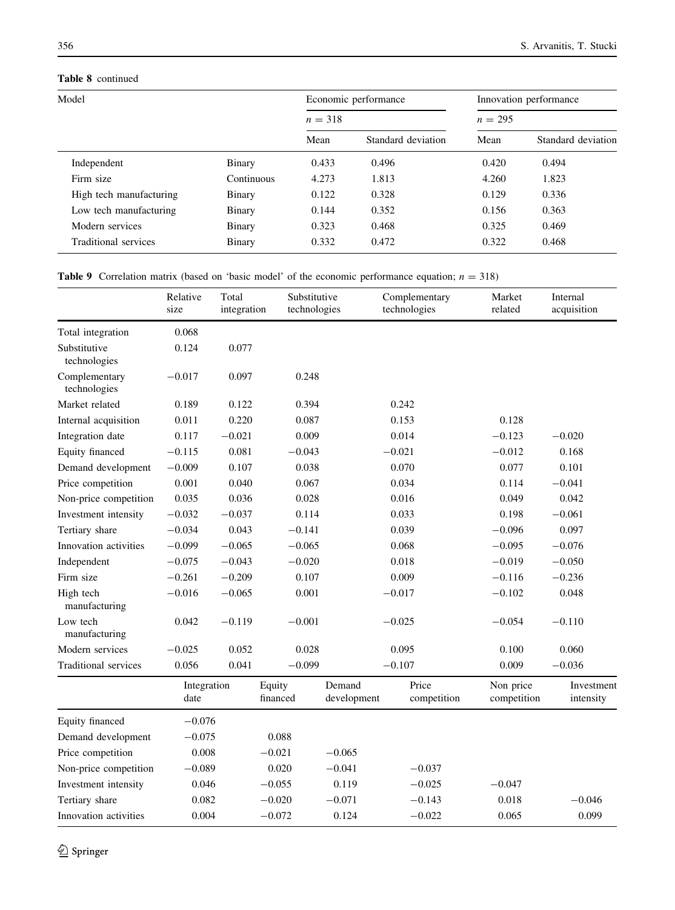**Table 8** continued

| Model | | Economic performance | | Innovation performance | |
|---|---|---|---|---|---|
| | | $n = 318$ | | $n = 295$ | |
| | | Mean | Standard deviation | Mean | Standard deviation |
| Independent | Binary | 0.433 | 0.496 | 0.420 | 0.494 |
| Firm size | Continuous | 4.273 | 1.813 | 4.260 | 1.823 |
| High tech manufacturing | Binary | 0.122 | 0.328 | 0.129 | 0.336 |
| Low tech manufacturing | Binary | 0.144 | 0.352 | 0.156 | 0.363 |
| Modern services | Binary | 0.323 | 0.468 | 0.325 | 0.469 |
| Traditional services | Binary | 0.332 | 0.472 | 0.322 | 0.468 |

**Table 9** Correlation matrix (based on 'basic model' of the economic performance equation; $n = 318$)

| | Relative size | Total integration | Substitutive technologies | Complementary technologies | Market related | Internal acquisition |
|---|---|---|---|---|---|---|
| Total integration | 0.068 | | | | | |
| Substitutive technologies | 0.124 | 0.077 | | | | |
| Complementary technologies | −0.017 | 0.097 | 0.248 | | | |
| Market related | 0.189 | 0.122 | 0.394 | 0.242 | | |
| Internal acquisition | 0.011 | 0.220 | 0.087 | 0.153 | 0.128 | |
| Integration date | 0.117 | −0.021 | 0.009 | 0.014 | −0.123 | −0.020 |
| Equity financed | −0.115 | 0.081 | −0.043 | −0.021 | −0.012 | 0.168 |
| Demand development | −0.009 | 0.107 | 0.038 | 0.070 | 0.077 | 0.101 |
| Price competition | 0.001 | 0.040 | 0.067 | 0.034 | 0.114 | −0.041 |
| Non-price competition | 0.035 | 0.036 | 0.028 | 0.016 | 0.049 | 0.042 |
| Investment intensity | −0.032 | −0.037 | 0.114 | 0.033 | 0.198 | −0.061 |
| Tertiary share | −0.034 | 0.043 | −0.141 | 0.039 | −0.096 | 0.097 |
| Innovation activities | −0.099 | −0.065 | −0.065 | 0.068 | −0.095 | −0.076 |
| Independent | −0.075 | −0.043 | −0.020 | 0.018 | −0.019 | −0.050 |
| Firm size | −0.261 | −0.209 | 0.107 | 0.009 | −0.116 | −0.236 |
| High tech manufacturing | −0.016 | −0.065 | 0.001 | −0.017 | −0.102 | 0.048 |
| Low tech manufacturing | 0.042 | −0.119 | −0.001 | −0.025 | −0.054 | −0.110 |
| Modern services | −0.025 | 0.052 | 0.028 | 0.095 | 0.100 | 0.060 |
| Traditional services | 0.056 | 0.041 | −0.099 | −0.107 | 0.009 | −0.036 |

| | Integration date | Equity financed | Demand development | Price competition | Non price competition | Investment intensity |
|---|---|---|---|---|---|---|
| Equity financed | −0.076 | | | | | |
| Demand development | −0.075 | 0.088 | | | | |
| Price competition | 0.008 | −0.021 | −0.065 | | | |
| Non-price competition | −0.089 | 0.020 | −0.041 | −0.037 | | |
| Investment intensity | 0.046 | −0.055 | 0.119 | −0.025 | −0.047 | |
| Tertiary share | 0.082 | −0.020 | −0.071 | −0.143 | 0.018 | −0.046 |
| Innovation activities | 0.004 | −0.072 | 0.124 | −0.022 | 0.065 | 0.099 |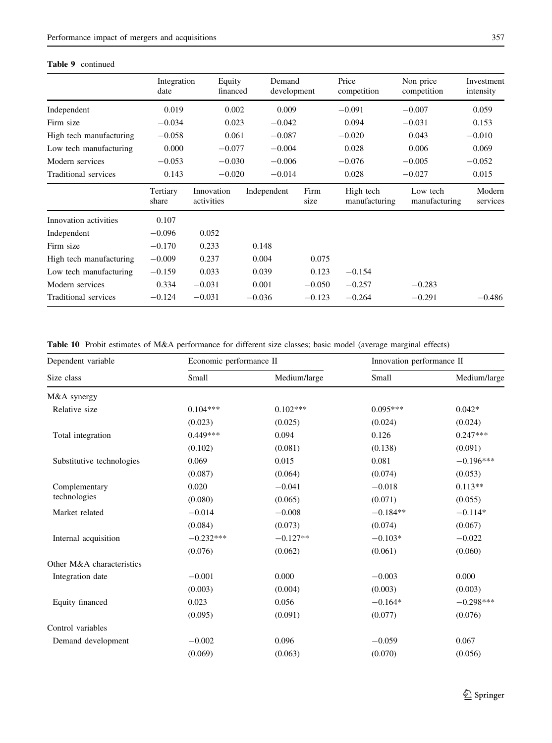**Table 9** continued

| | Integration date | Equity financed | Demand development | Price competition | Non price competition | Investment intensity |
|---|---|---|---|---|---|---|
| Independent | 0.019 | 0.002 | 0.009 | −0.091 | −0.007 | 0.059 |
| Firm size | −0.034 | 0.023 | −0.042 | 0.094 | −0.031 | 0.153 |
| High tech manufacturing | −0.058 | 0.061 | −0.087 | −0.020 | 0.043 | −0.010 |
| Low tech manufacturing | 0.000 | −0.077 | −0.004 | 0.028 | 0.006 | 0.069 |
| Modern services | −0.053 | −0.030 | −0.006 | −0.076 | −0.005 | −0.052 |
| Traditional services | 0.143 | −0.020 | −0.014 | 0.028 | −0.027 | 0.015 |

| | Tertiary share | Innovation activities | Independent | Firm size | High tech manufacturing | Low tech manufacturing | Modern services |
|---|---|---|---|---|---|---|---|
| Innovation activities | 0.107 | | | | | | |
| Independent | −0.096 | 0.052 | | | | | |
| Firm size | −0.170 | 0.233 | 0.148 | | | | |
| High tech manufacturing | −0.009 | 0.237 | 0.004 | 0.075 | | | |
| Low tech manufacturing | −0.159 | 0.033 | 0.039 | 0.123 | −0.154 | | |
| Modern services | 0.334 | −0.031 | 0.001 | −0.050 | −0.257 | −0.283 | |
| Traditional services | −0.124 | −0.031 | −0.036 | −0.123 | −0.264 | −0.291 | −0.486 |

**Table 10** Probit estimates of M&A performance for different size classes; basic model (average marginal effects)

| Dependent variable | Economic performance II | | Innovation performance II | |
|---|---|---|---|---|
| Size class | Small | Medium/large | Small | Medium/large |
| M&A synergy | | | | |
| Relative size | 0.104*** | 0.102*** | 0.095*** | 0.042* |
| | (0.023) | (0.025) | (0.024) | (0.024) |
| Total integration | 0.449*** | 0.094 | 0.126 | 0.247*** |
| | (0.102) | (0.081) | (0.138) | (0.091) |
| Substitutive technologies | 0.069 | 0.015 | 0.081 | −0.196*** |
| | (0.087) | (0.064) | (0.074) | (0.053) |
| Complementary technologies | 0.020 | −0.041 | −0.018 | 0.113** |
| | (0.080) | (0.065) | (0.071) | (0.055) |
| Market related | −0.014 | −0.008 | −0.184** | −0.114* |
| | (0.084) | (0.073) | (0.074) | (0.067) |
| Internal acquisition | −0.232*** | −0.127** | −0.103* | −0.022 |
| | (0.076) | (0.062) | (0.061) | (0.060) |
| Other M&A characteristics | | | | |
| Integration date | −0.001 | 0.000 | −0.003 | 0.000 |
| | (0.003) | (0.004) | (0.003) | (0.003) |
| Equity financed | 0.023 | 0.056 | −0.164* | −0.298*** |
| | (0.095) | (0.091) | (0.077) | (0.076) |
| Control variables | | | | |
| Demand development | −0.002 | 0.096 | −0.059 | 0.067 |
| | (0.069) | (0.063) | (0.070) | (0.056) |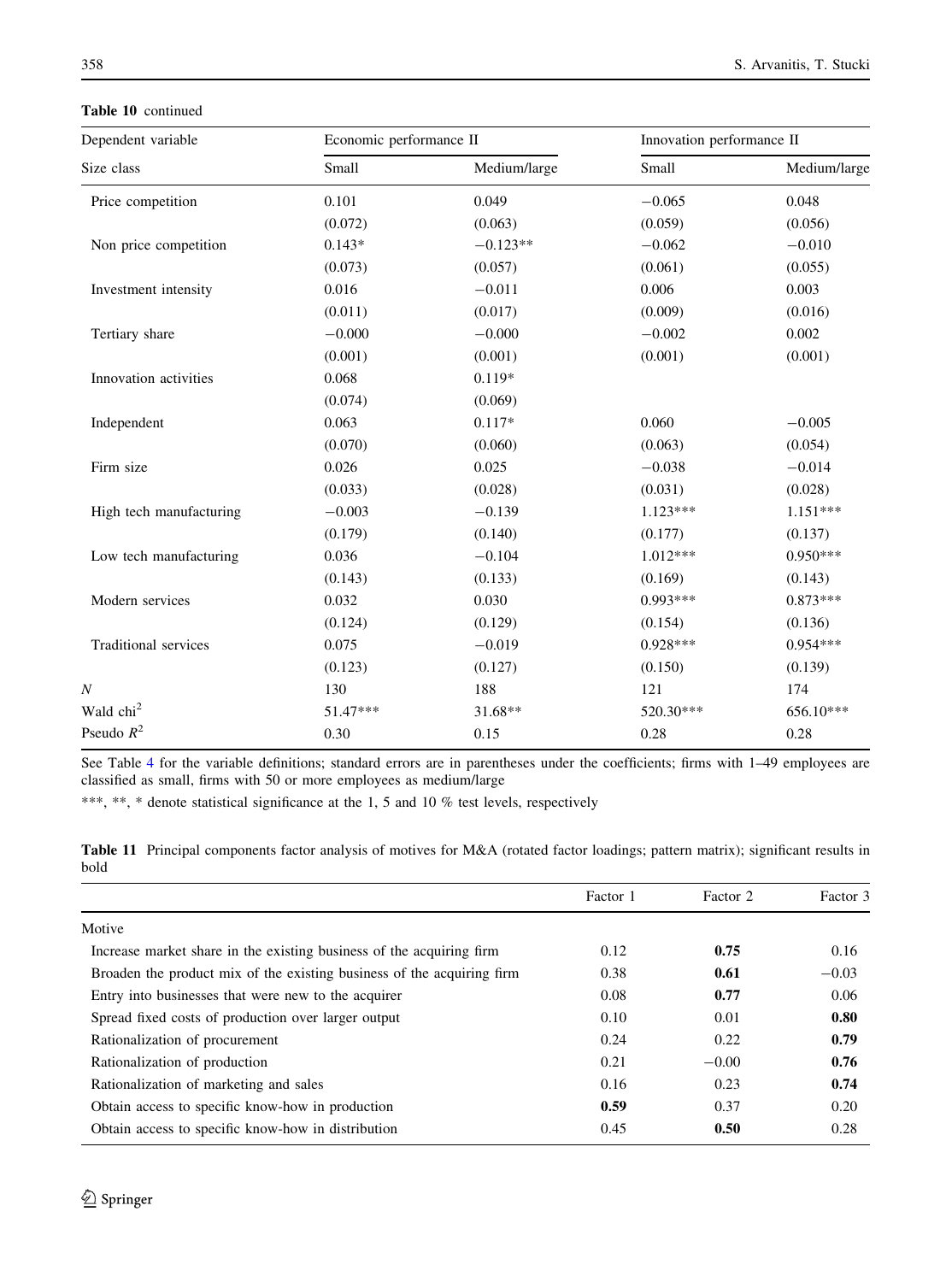**Table 10** continued

| Dependent variable | Economic performance II | | Innovation performance II | |
|---|---|---|---|---|
| Size class | Small | Medium/large | Small | Medium/large |
| Price competition | 0.101 | 0.049 | −0.065 | 0.048 |
| | (0.072) | (0.063) | (0.059) | (0.056) |
| Non price competition | 0.143* | −0.123** | −0.062 | −0.010 |
| | (0.073) | (0.057) | (0.061) | (0.055) |
| Investment intensity | 0.016 | −0.011 | 0.006 | 0.003 |
| | (0.011) | (0.017) | (0.009) | (0.016) |
| Tertiary share | −0.000 | −0.000 | −0.002 | 0.002 |
| | (0.001) | (0.001) | (0.001) | (0.001) |
| Innovation activities | 0.068 | 0.119* | | |
| | (0.074) | (0.069) | | |
| Independent | 0.063 | 0.117* | 0.060 | −0.005 |
| | (0.070) | (0.060) | (0.063) | (0.054) |
| Firm size | 0.026 | 0.025 | −0.038 | −0.014 |
| | (0.033) | (0.028) | (0.031) | (0.028) |
| High tech manufacturing | −0.003 | −0.139 | 1.123*** | 1.151*** |
| | (0.179) | (0.140) | (0.177) | (0.137) |
| Low tech manufacturing | 0.036 | −0.104 | 1.012*** | 0.950*** |
| | (0.143) | (0.133) | (0.169) | (0.143) |
| Modern services | 0.032 | 0.030 | 0.993*** | 0.873*** |
| | (0.124) | (0.129) | (0.154) | (0.136) |
| Traditional services | 0.075 | −0.019 | 0.928*** | 0.954*** |
| | (0.123) | (0.127) | (0.150) | (0.139) |
| $N$ | 130 | 188 | 121 | 174 |
| Wald $chi^2$ | 51.47*** | 31.68** | 520.30*** | 656.10*** |
| Pseudo $R^2$ | 0.30 | 0.15 | 0.28 | 0.28 |

See Table 4 for the variable definitions; standard errors are in parentheses under the coefficients; firms with 1–49 employees are classified as small, firms with 50 or more employees as medium/large

***, **, * denote statistical significance at the 1, 5 and 10 % test levels, respectively

**Table 11** Principal components factor analysis of motives for M&A (rotated factor loadings; pattern matrix); significant results in bold

| | Factor 1 | Factor 2 | Factor 3 |
|---|---|---|---|
| Motive | | | |
| Increase market share in the existing business of the acquiring firm | 0.12 | **0.75** | 0.16 |
| Broaden the product mix of the existing business of the acquiring firm | 0.38 | **0.61** | −0.03 |
| Entry into businesses that were new to the acquirer | 0.08 | **0.77** | 0.06 |
| Spread fixed costs of production over larger output | 0.10 | 0.01 | **0.80** |
| Rationalization of procurement | 0.24 | 0.22 | **0.79** |
| Rationalization of production | 0.21 | −0.00 | **0.76** |
| Rationalization of marketing and sales | 0.16 | 0.23 | **0.74** |
| Obtain access to specific know-how in production | **0.59** | 0.37 | 0.20 |
| Obtain access to specific know-how in distribution | 0.45 | **0.50** | 0.28 |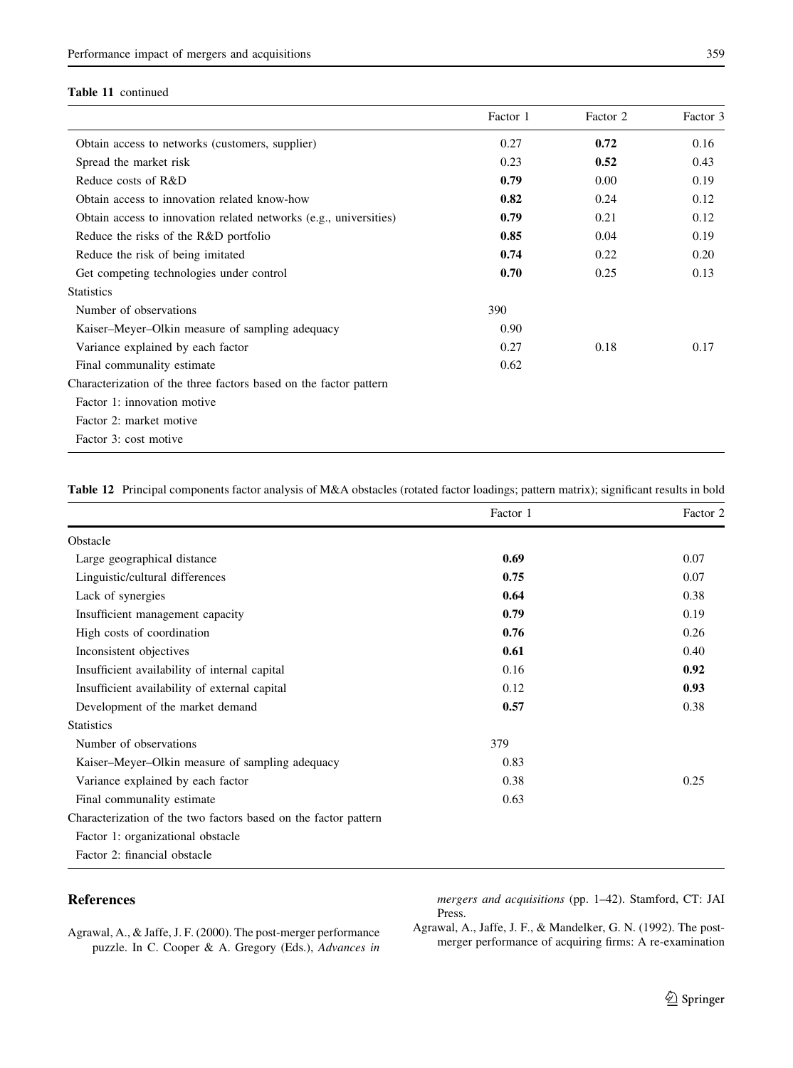**Table 11** continued

| | Factor 1 | Factor 2 | Factor 3 |
|---|---|---|---|
| Obtain access to networks (customers, supplier) | 0.27 | **0.72** | 0.16 |
| Spread the market risk | 0.23 | **0.52** | 0.43 |
| Reduce costs of R&D | **0.79** | 0.00 | 0.19 |
| Obtain access to innovation related know-how | **0.82** | 0.24 | 0.12 |
| Obtain access to innovation related networks (e.g., universities) | **0.79** | 0.21 | 0.12 |
| Reduce the risks of the R&D portfolio | **0.85** | 0.04 | 0.19 |
| Reduce the risk of being imitated | **0.74** | 0.22 | 0.20 |
| Get competing technologies under control | **0.70** | 0.25 | 0.13 |
| Statistics | | | |
| Number of observations | 390 | | |
| Kaiser–Meyer–Olkin measure of sampling adequacy | 0.90 | | |
| Variance explained by each factor | 0.27 | 0.18 | 0.17 |
| Final communality estimate | 0.62 | | |
| Characterization of the three factors based on the factor pattern | | | |
| Factor 1: innovation motive | | | |
| Factor 2: market motive | | | |
| Factor 3: cost motive | | | |

**Table 12** Principal components factor analysis of M&A obstacles (rotated factor loadings; pattern matrix); significant results in bold

| | Factor 1 | Factor 2 |
|---|---|---|
| Obstacle | | |
| Large geographical distance | **0.69** | 0.07 |
| Linguistic/cultural differences | **0.75** | 0.07 |
| Lack of synergies | **0.64** | 0.38 |
| Insufficient management capacity | **0.79** | 0.19 |
| High costs of coordination | **0.76** | 0.26 |
| Inconsistent objectives | **0.61** | 0.40 |
| Insufficient availability of internal capital | 0.16 | **0.92** |
| Insufficient availability of external capital | 0.12 | **0.93** |
| Development of the market demand | **0.57** | 0.38 |
| Statistics | | |
| Number of observations | 379 | |
| Kaiser–Meyer–Olkin measure of sampling adequacy | 0.83 | |
| Variance explained by each factor | 0.38 | 0.25 |
| Final communality estimate | 0.63 | |
| Characterization of the two factors based on the factor pattern | | |
| Factor 1: organizational obstacle | | |
| Factor 2: financial obstacle | | |

## References

Agrawal, A., & Jaffe, J. F. (2000). The post-merger performance puzzle. In C. Cooper & A. Gregory (Eds.), *Advances in mergers and acquisitions* (pp. 1–42). Stamford, CT: JAI Press.

Agrawal, A., Jaffe, J. F., & Mandelker, G. N. (1992). The post-merger performance of acquiring firms: A re-examination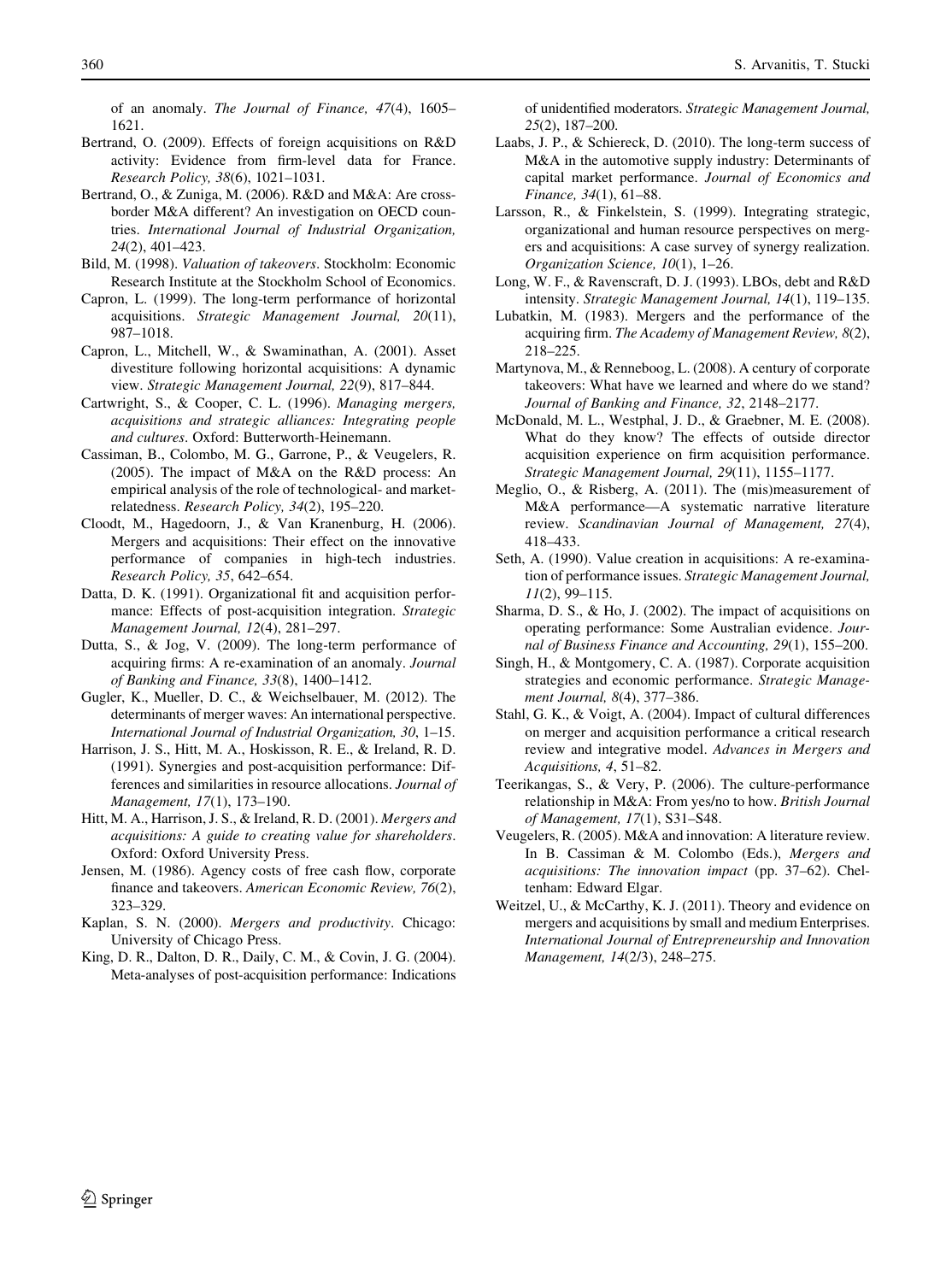of an anomaly. *The Journal of Finance, 47*(4), 1605–1621.

Bertrand, O. (2009). Effects of foreign acquisitions on R&D activity: Evidence from firm-level data for France. *Research Policy, 38*(6), 1021–1031.

Bertrand, O., & Zuniga, M. (2006). R&D and M&A: Are cross-border M&A different? An investigation on OECD countries. *International Journal of Industrial Organization, 24*(2), 401–423.

Bild, M. (1998). *Valuation of takeovers*. Stockholm: Economic Research Institute at the Stockholm School of Economics.

Capron, L. (1999). The long-term performance of horizontal acquisitions. *Strategic Management Journal, 20*(11), 987–1018.

Capron, L., Mitchell, W., & Swaminathan, A. (2001). Asset divestiture following horizontal acquisitions: A dynamic view. *Strategic Management Journal, 22*(9), 817–844.

Cartwright, S., & Cooper, C. L. (1996). *Managing mergers, acquisitions and strategic alliances: Integrating people and cultures*. Oxford: Butterworth-Heinemann.

Cassiman, B., Colombo, M. G., Garrone, P., & Veugelers, R. (2005). The impact of M&A on the R&D process: An empirical analysis of the role of technological- and market-relatedness. *Research Policy, 34*(2), 195–220.

Cloodt, M., Hagedoorn, J., & Van Kranenburg, H. (2006). Mergers and acquisitions: Their effect on the innovative performance of companies in high-tech industries. *Research Policy, 35*, 642–654.

Datta, D. K. (1991). Organizational fit and acquisition performance: Effects of post-acquisition integration. *Strategic Management Journal, 12*(4), 281–297.

Dutta, S., & Jog, V. (2009). The long-term performance of acquiring firms: A re-examination of an anomaly. *Journal of Banking and Finance, 33*(8), 1400–1412.

Gugler, K., Mueller, D. C., & Weichselbauer, M. (2012). The determinants of merger waves: An international perspective. *International Journal of Industrial Organization, 30*, 1–15.

Harrison, J. S., Hitt, M. A., Hoskisson, R. E., & Ireland, R. D. (1991). Synergies and post-acquisition performance: Differences and similarities in resource allocations. *Journal of Management, 17*(1), 173–190.

Hitt, M. A., Harrison, J. S., & Ireland, R. D. (2001). *Mergers and acquisitions: A guide to creating value for shareholders*. Oxford: Oxford University Press.

Jensen, M. (1986). Agency costs of free cash flow, corporate finance and takeovers. *American Economic Review, 76*(2), 323–329.

Kaplan, S. N. (2000). *Mergers and productivity*. Chicago: University of Chicago Press.

King, D. R., Dalton, D. R., Daily, C. M., & Covin, J. G. (2004). Meta-analyses of post-acquisition performance: Indications of unidentified moderators. *Strategic Management Journal, 25*(2), 187–200.

Laabs, J. P., & Schiereck, D. (2010). The long-term success of M&A in the automotive supply industry: Determinants of capital market performance. *Journal of Economics and Finance, 34*(1), 61–88.

Larsson, R., & Finkelstein, S. (1999). Integrating strategic, organizational and human resource perspectives on mergers and acquisitions: A case survey of synergy realization. *Organization Science, 10*(1), 1–26.

Long, W. F., & Ravenscraft, D. J. (1993). LBOs, debt and R&D intensity. *Strategic Management Journal, 14*(1), 119–135.

Lubatkin, M. (1983). Mergers and the performance of the acquiring firm. *The Academy of Management Review, 8*(2), 218–225.

Martynova, M., & Renneboog, L. (2008). A century of corporate takeovers: What have we learned and where do we stand? *Journal of Banking and Finance, 32*, 2148–2177.

McDonald, M. L., Westphal, J. D., & Graebner, M. E. (2008). What do they know? The effects of outside director acquisition experience on firm acquisition performance. *Strategic Management Journal, 29*(11), 1155–1177.

Meglio, O., & Risberg, A. (2011). The (mis)measurement of M&A performance—A systematic narrative literature review. *Scandinavian Journal of Management, 27*(4), 418–433.

Seth, A. (1990). Value creation in acquisitions: A re-examination of performance issues. *Strategic Management Journal, 11*(2), 99–115.

Sharma, D. S., & Ho, J. (2002). The impact of acquisitions on operating performance: Some Australian evidence. *Journal of Business Finance and Accounting, 29*(1), 155–200.

Singh, H., & Montgomery, C. A. (1987). Corporate acquisition strategies and economic performance. *Strategic Management Journal, 8*(4), 377–386.

Stahl, G. K., & Voigt, A. (2004). Impact of cultural differences on merger and acquisition performance a critical research review and integrative model. *Advances in Mergers and Acquisitions, 4*, 51–82.

Teerikangas, S., & Very, P. (2006). The culture-performance relationship in M&A: From yes/no to how. *British Journal of Management, 17*(1), S31–S48.

Veugelers, R. (2005). M&A and innovation: A literature review. In B. Cassiman & M. Colombo (Eds.), *Mergers and acquisitions: The innovation impact* (pp. 37–62). Cheltenham: Edward Elgar.

Weitzel, U., & McCarthy, K. J. (2011). Theory and evidence on mergers and acquisitions by small and medium Enterprises. *International Journal of Entrepreneurship and Innovation Management, 14*(2/3), 248–275.